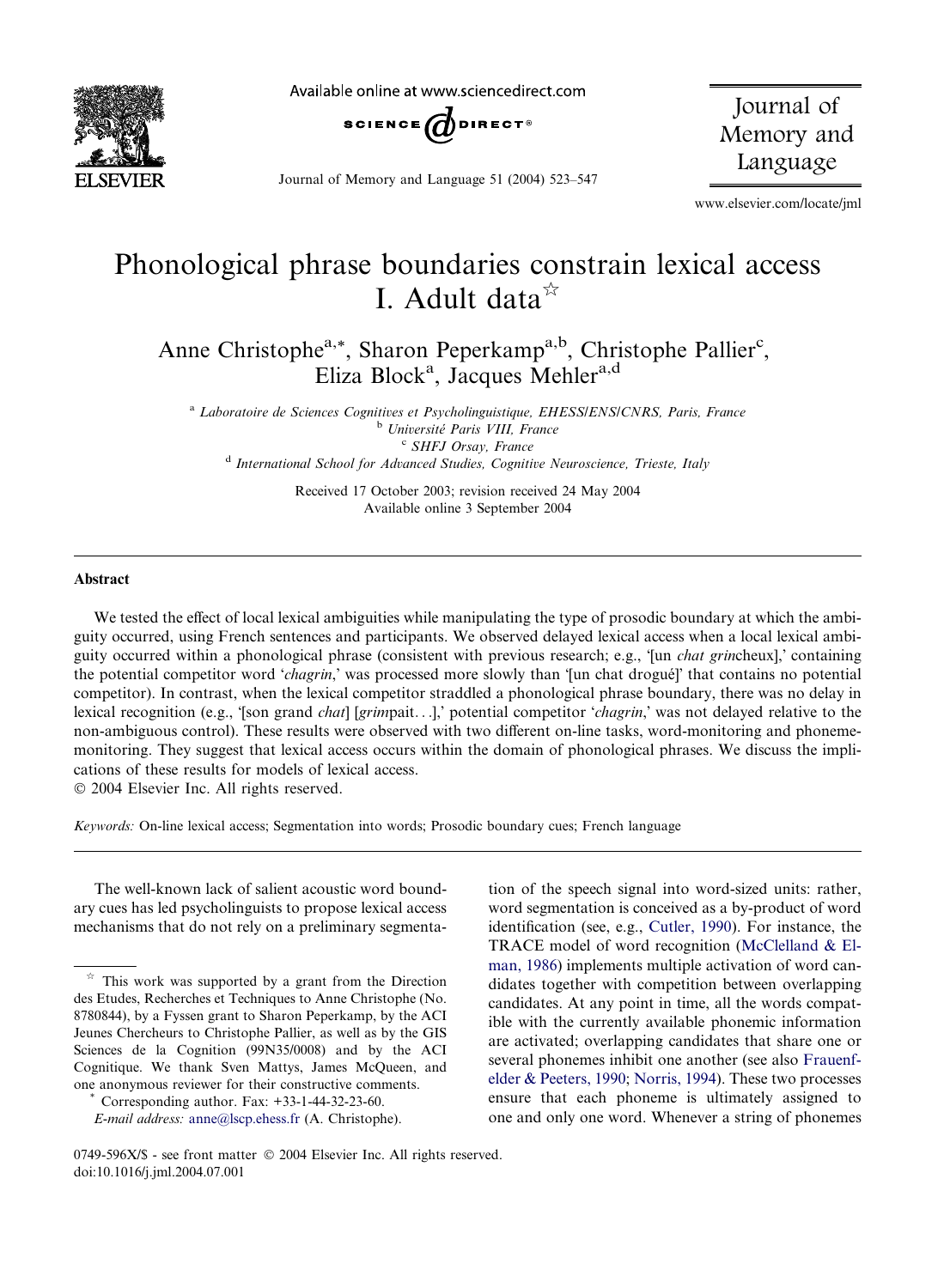# Phonological phrase boundaries constrain lexical access I. Adult data[☆]

Anne Christophe[a,*], Sharon Peperkamp[a,b], Christophe Pallier[c], Eliza Block[a], Jacques Mehler[a,d]

[a] *Laboratoire de Sciences Cognitives et Psycholinguistique, EHESS/ENS/CNRS, Paris, France*
[b] *Université Paris VIII, France*
[c] *SHFJ Orsay, France*
[d] *International School for Advanced Studies, Cognitive Neuroscience, Trieste, Italy*

Received 17 October 2003; revision received 24 May 2004
Available online 3 September 2004

## Abstract

We tested the effect of local lexical ambiguities while manipulating the type of prosodic boundary at which the ambiguity occurred, using French sentences and participants. We observed delayed lexical access when a local lexical ambiguity occurred within a phonological phrase (consistent with previous research; e.g., '[un *chat grin*cheux],' containing the potential competitor word '*chagrin*,' was processed more slowly than '[un chat drogué]' that contains no potential competitor). In contrast, when the lexical competitor straddled a phonological phrase boundary, there was no delay in lexical recognition (e.g., '[son grand *chat*] [*grim*pait...],' potential competitor '*chagrin*,' was not delayed relative to the non-ambiguous control). These results were observed with two different on-line tasks, word-monitoring and phoneme-monitoring. They suggest that lexical access occurs within the domain of phonological phrases. We discuss the implications of these results for models of lexical access.
© 2004 Elsevier Inc. All rights reserved.

*Keywords:* On-line lexical access; Segmentation into words; Prosodic boundary cues; French language

The well-known lack of salient acoustic word boundary cues has led psycholinguists to propose lexical access mechanisms that do not rely on a preliminary segmentation of the speech signal into word-sized units: rather, word segmentation is conceived as a by-product of word identification (see, e.g., Cutler, 1990). For instance, the TRACE model of word recognition (McClelland & Elman, 1986) implements multiple activation of word candidates together with competition between overlapping candidates. At any point in time, all the words compatible with the currently available phonemic information are activated; overlapping candidates that share one or several phonemes inhibit one another (see also Frauenfelder & Peeters, 1990; Norris, 1994). These two processes ensure that each phoneme is ultimately assigned to one and only one word. Whenever a string of phonemes

[☆] This work was supported by a grant from the Direction des Etudes, Recherches et Techniques to Anne Christophe (No. 8780844), by a Fyssen grant to Sharon Peperkamp, by the ACI Jeunes Chercheurs to Christophe Pallier, as well as by the GIS Sciences de la Cognition (99N35/0008) and by the ACI Cognitique. We thank Sven Mattys, James McQueen, and one anonymous reviewer for their constructive comments.

[*] Corresponding author. Fax: +33-1-44-32-23-60.
*E-mail address:* anne@lscp.ehess.fr (A. Christophe).

0749-596X/$ - see front matter © 2004 Elsevier Inc. All rights reserved.
doi:10.1016/j.jml.2004.07.001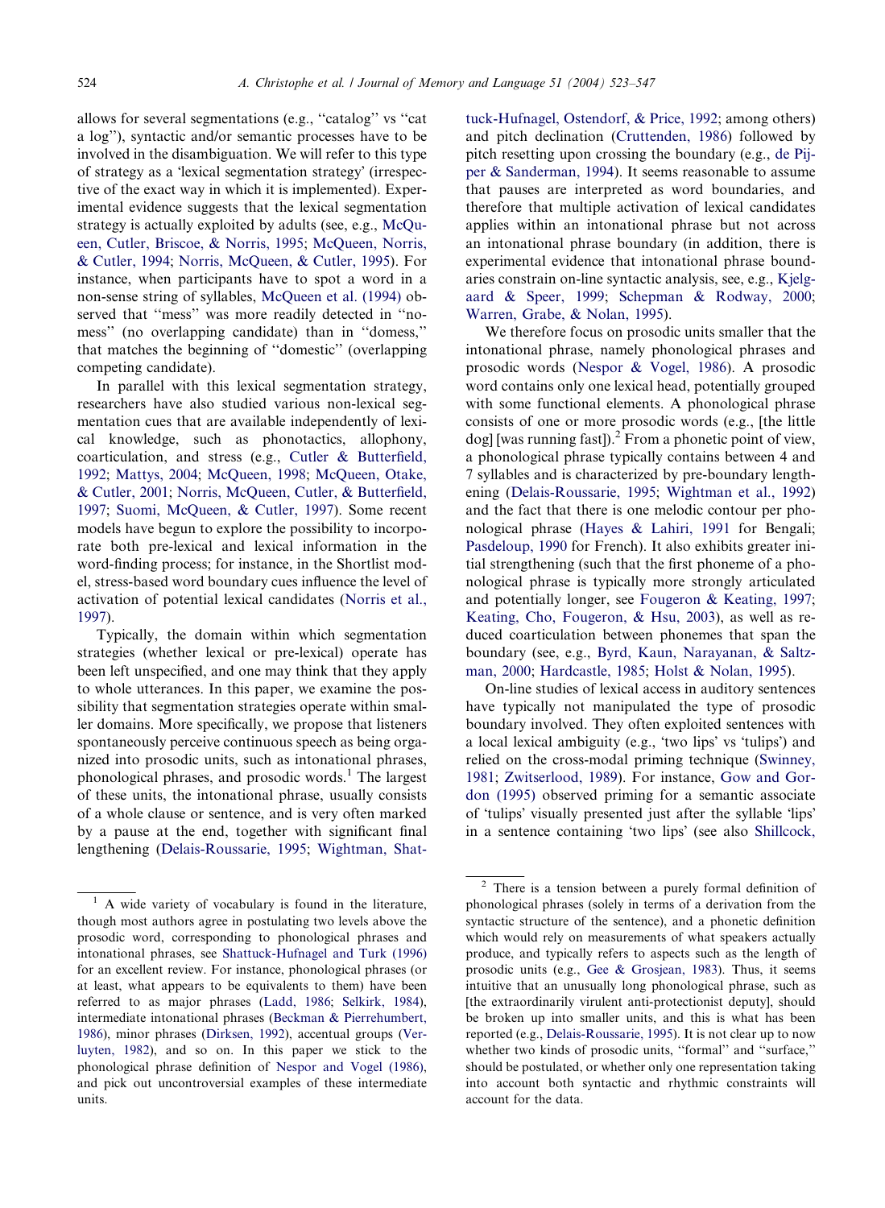allows for several segmentations (e.g., ''catalog'' vs ''cat a log''), syntactic and/or semantic processes have to be involved in the disambiguation. We will refer to this type of strategy as a 'lexical segmentation strategy' (irrespective of the exact way in which it is implemented). Experimental evidence suggests that the lexical segmentation strategy is actually exploited by adults (see, e.g., McQueen, Cutler, Briscoe, & Norris, 1995; McQueen, Norris, & Cutler, 1994; Norris, McQueen, & Cutler, 1995). For instance, when participants have to spot a word in a non-sense string of syllables, McQueen et al. (1994) observed that ''mess'' was more readily detected in ''nomess'' (no overlapping candidate) than in ''domess,'' that matches the beginning of ''domestic'' (overlapping competing candidate).

In parallel with this lexical segmentation strategy, researchers have also studied various non-lexical segmentation cues that are available independently of lexical knowledge, such as phonotactics, allophony, coarticulation, and stress (e.g., Cutler & Butterfield, 1992; Mattys, 2004; McQueen, 1998; McQueen, Otake, & Cutler, 2001; Norris, McQueen, Cutler, & Butterfield, 1997; Suomi, McQueen, & Cutler, 1997). Some recent models have begun to explore the possibility to incorporate both pre-lexical and lexical information in the word-finding process; for instance, in the Shortlist model, stress-based word boundary cues influence the level of activation of potential lexical candidates (Norris et al., 1997).

Typically, the domain within which segmentation strategies (whether lexical or pre-lexical) operate has been left unspecified, and one may think that they apply to whole utterances. In this paper, we examine the possibility that segmentation strategies operate within smaller domains. More specifically, we propose that listeners spontaneously perceive continuous speech as being organized into prosodic units, such as intonational phrases, phonological phrases, and prosodic words.[1] The largest of these units, the intonational phrase, usually consists of a whole clause or sentence, and is very often marked by a pause at the end, together with significant final lengthening (Delais-Roussarie, 1995; Wightman, Shattuck-Hufnagel, Ostendorf, & Price, 1992; among others) and pitch declination (Cruttenden, 1986) followed by pitch resetting upon crossing the boundary (e.g., de Pijper & Sanderman, 1994). It seems reasonable to assume that pauses are interpreted as word boundaries, and therefore that multiple activation of lexical candidates applies within an intonational phrase but not across an intonational phrase boundary (in addition, there is experimental evidence that intonational phrase boundaries constrain on-line syntactic analysis, see, e.g., Kjelgaard & Speer, 1999; Schepman & Rodway, 2000; Warren, Grabe, & Nolan, 1995).

We therefore focus on prosodic units smaller that the intonational phrase, namely phonological phrases and prosodic words (Nespor & Vogel, 1986). A prosodic word contains only one lexical head, potentially grouped with some functional elements. A phonological phrase consists of one or more prosodic words (e.g., [the little dog] [was running fast]).[2] From a phonetic point of view, a phonological phrase typically contains between 4 and 7 syllables and is characterized by pre-boundary lengthening (Delais-Roussarie, 1995; Wightman et al., 1992) and the fact that there is one melodic contour per phonological phrase (Hayes & Lahiri, 1991 for Bengali; Pasdeloup, 1990 for French). It also exhibits greater initial strengthening (such that the first phoneme of a phonological phrase is typically more strongly articulated and potentially longer, see Fougeron & Keating, 1997; Keating, Cho, Fougeron, & Hsu, 2003), as well as reduced coarticulation between phonemes that span the boundary (see, e.g., Byrd, Kaun, Narayanan, & Saltzman, 2000; Hardcastle, 1985; Holst & Nolan, 1995).

On-line studies of lexical access in auditory sentences have typically not manipulated the type of prosodic boundary involved. They often exploited sentences with a local lexical ambiguity (e.g., 'two lips' vs 'tulips') and relied on the cross-modal priming technique (Swinney, 1981; Zwitserlood, 1989). For instance, Gow and Gordon (1995) observed priming for a semantic associate of 'tulips' visually presented just after the syllable 'lips' in a sentence containing 'two lips' (see also Shillcock,

---

[1] A wide variety of vocabulary is found in the literature, though most authors agree in postulating two levels above the prosodic word, corresponding to phonological phrases and intonational phrases, see Shattuck-Hufnagel and Turk (1996) for an excellent review. For instance, phonological phrases (or at least, what appears to be equivalents to them) have been referred to as major phrases (Ladd, 1986; Selkirk, 1984), intermediate intonational phrases (Beckman & Pierrehumbert, 1986), minor phrases (Dirksen, 1992), accentual groups (Verluyten, 1982), and so on. In this paper we stick to the phonological phrase definition of Nespor and Vogel (1986), and pick out uncontroversial examples of these intermediate units.

[2] There is a tension between a purely formal definition of phonological phrases (solely in terms of a derivation from the syntactic structure of the sentence), and a phonetic definition which would rely on measurements of what speakers actually produce, and typically refers to aspects such as the length of prosodic units (e.g., Gee & Grosjean, 1983). Thus, it seems intuitive that an unusually long phonological phrase, such as [the extraordinarily virulent anti-protectionist deputy], should be broken up into smaller units, and this is what has been reported (e.g., Delais-Roussarie, 1995). It is not clear up to now whether two kinds of prosodic units, ''formal'' and ''surface,'' should be postulated, or whether only one representation taking into account both syntactic and rhythmic constraints will account for the data.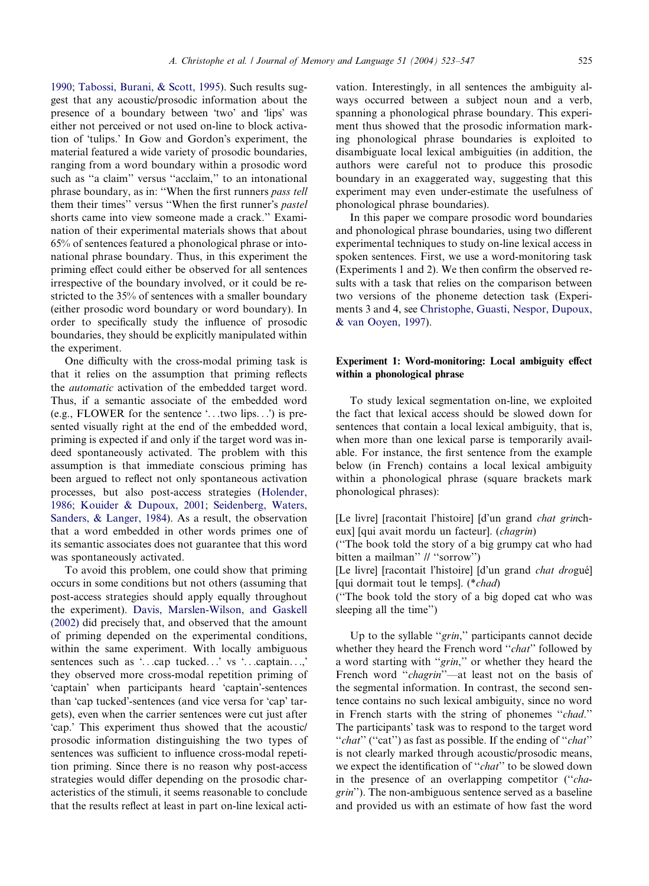1990; Tabossi, Burani, & Scott, 1995). Such results suggest that any acoustic/prosodic information about the presence of a boundary between 'two' and 'lips' was either not perceived or not used on-line to block activation of 'tulips.' In Gow and Gordon's experiment, the material featured a wide variety of prosodic boundaries, ranging from a word boundary within a prosodic word such as "a claim" versus "acclaim," to an intonational phrase boundary, as in: "When the first runners *pass tell* them their times" versus "When the first runner's *pastel* shorts came into view someone made a crack." Examination of their experimental materials shows that about 65% of sentences featured a phonological phrase or intonational phrase boundary. Thus, in this experiment the priming effect could either be observed for all sentences irrespective of the boundary involved, or it could be restricted to the 35% of sentences with a smaller boundary (either prosodic word boundary or word boundary). In order to specifically study the influence of prosodic boundaries, they should be explicitly manipulated within the experiment.

One difficulty with the cross-modal priming task is that it relies on the assumption that priming reflects the *automatic* activation of the embedded target word. Thus, if a semantic associate of the embedded word (e.g., FLOWER for the sentence '...two lips...') is presented visually right at the end of the embedded word, priming is expected if and only if the target word was indeed spontaneously activated. The problem with this assumption is that immediate conscious priming has been argued to reflect not only spontaneous activation processes, but also post-access strategies (Holender, 1986; Kouider & Dupoux, 2001; Seidenberg, Waters, Sanders, & Langer, 1984). As a result, the observation that a word embedded in other words primes one of its semantic associates does not guarantee that this word was spontaneously activated.

To avoid this problem, one could show that priming occurs in some conditions but not others (assuming that post-access strategies should apply equally throughout the experiment). Davis, Marslen-Wilson, and Gaskell (2002) did precisely that, and observed that the amount of priming depended on the experimental conditions, within the same experiment. With locally ambiguous sentences such as '...cap tucked...' vs '...captain...,' they observed more cross-modal repetition priming of 'captain' when participants heard 'captain'-sentences than 'cap tucked'-sentences (and vice versa for 'cap' targets), even when the carrier sentences were cut just after 'cap.' This experiment thus showed that the acoustic/prosodic information distinguishing the two types of sentences was sufficient to influence cross-modal repetition priming. Since there is no reason why post-access strategies would differ depending on the prosodic characteristics of the stimuli, it seems reasonable to conclude that the results reflect at least in part on-line lexical activation. Interestingly, in all sentences the ambiguity always occurred between a subject noun and a verb, spanning a phonological phrase boundary. This experiment thus showed that the prosodic information marking phonological phrase boundaries is exploited to disambiguate local lexical ambiguities (in addition, the authors were careful not to produce this prosodic boundary in an exaggerated way, suggesting that this experiment may even under-estimate the usefulness of phonological phrase boundaries).

In this paper we compare prosodic word boundaries and phonological phrase boundaries, using two different experimental techniques to study on-line lexical access in spoken sentences. First, we use a word-monitoring task (Experiments 1 and 2). We then confirm the observed results with a task that relies on the comparison between two versions of the phoneme detection task (Experiments 3 and 4, see Christophe, Guasti, Nespor, Dupoux, & van Ooyen, 1997).

## Experiment 1: Word-monitoring: Local ambiguity effect within a phonological phrase

To study lexical segmentation on-line, we exploited the fact that lexical access should be slowed down for sentences that contain a local lexical ambiguity, that is, when more than one lexical parse is temporarily available. For instance, the first sentence from the example below (in French) contains a local lexical ambiguity within a phonological phrase (square brackets mark phonological phrases):

[Le livre] [racontait l'histoire] [d'un grand *chat grin*cheux] [qui avait mordu un facteur]. (*chagrin*)
("The book told the story of a big grumpy cat who had bitten a mailman" // "sorrow")
[Le livre] [racontait l'histoire] [d'un grand *chat dro*gué] [qui dormait tout le temps]. (**chad*)
("The book told the story of a big doped cat who was sleeping all the time")

Up to the syllable "*grin*," participants cannot decide whether they heard the French word "*chat*" followed by a word starting with "*grin*," or whether they heard the French word "*chagrin*"—at least not on the basis of the segmental information. In contrast, the second sentence contains no such lexical ambiguity, since no word in French starts with the string of phonemes "*chad*." The participants' task was to respond to the target word "*chat*" ("cat") as fast as possible. If the ending of "*chat*" is not clearly marked through acoustic/prosodic means, we expect the identification of "*chat*" to be slowed down in the presence of an overlapping competitor ("*chagrin*"). The non-ambiguous sentence served as a baseline and provided us with an estimate of how fast the word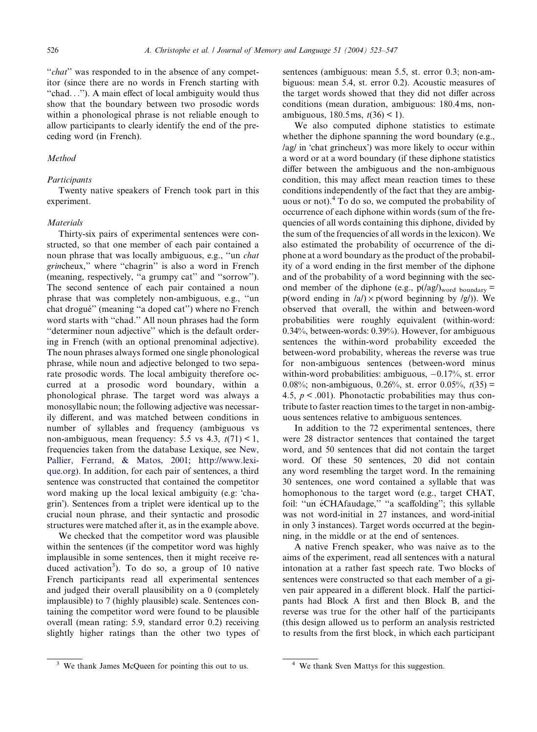"*chat*" was responded to in the absence of any competitor (since there are no words in French starting with "chad…"). A main effect of local ambiguity would thus show that the boundary between two prosodic words within a phonological phrase is not reliable enough to allow participants to clearly identify the end of the preceding word (in French).

### *Method*

#### *Participants*

Twenty native speakers of French took part in this experiment.

#### *Materials*

Thirty-six pairs of experimental sentences were constructed, so that one member of each pair contained a noun phrase that was locally ambiguous, e.g., "un *chat grin*cheux," where "chagrin" is also a word in French (meaning, respectively, "a grumpy cat" and "sorrow"). The second sentence of each pair contained a noun phrase that was completely non-ambiguous, e.g., "un chat drogué" (meaning "a doped cat") where no French word starts with "chad." All noun phrases had the form "determiner noun adjective" which is the default ordering in French (with an optional prenominal adjective). The noun phrases always formed one single phonological phrase, while noun and adjective belonged to two separate prosodic words. The local ambiguity therefore occurred at a prosodic word boundary, within a phonological phrase. The target word was always a monosyllabic noun; the following adjective was necessarily different, and was matched between conditions in number of syllables and frequency (ambiguous vs non-ambiguous, mean frequency: 5.5 vs 4.3, $t(71) < 1$, frequencies taken from the database Lexique, see New, Pallier, Ferrand, & Matos, 2001; http://www.lexique.org). In addition, for each pair of sentences, a third sentence was constructed that contained the competitor word making up the local lexical ambiguity (e.g: 'chagrin'). Sentences from a triplet were identical up to the crucial noun phrase, and their syntactic and prosodic structures were matched after it, as in the example above.

We checked that the competitor word was plausible within the sentences (if the competitor word was highly implausible in some sentences, then it might receive reduced activation[3]). To do so, a group of 10 native French participants read all experimental sentences and judged their overall plausibility on a 0 (completely implausible) to 7 (highly plausible) scale. Sentences containing the competitor word were found to be plausible overall (mean rating: 5.9, standard error 0.2) receiving slightly higher ratings than the other two types of sentences (ambiguous: mean 5.5, st. error 0.3; non-ambiguous: mean 5.4, st. error 0.2). Acoustic measures of the target words showed that they did not differ across conditions (mean duration, ambiguous: 180.4 ms, non-ambiguous, 180.5 ms, $t(36) < 1$).

We also computed diphone statistics to estimate whether the diphone spanning the word boundary (e.g., /ag/ in 'chat grincheux') was more likely to occur within a word or at a word boundary (if these diphone statistics differ between the ambiguous and the non-ambiguous condition, this may affect mean reaction times to these conditions independently of the fact that they are ambiguous or not).[4] To do so, we computed the probability of occurrence of each diphone within words (sum of the frequencies of all words containing this diphone, divided by the sum of the frequencies of all words in the lexicon). We also estimated the probability of occurrence of the diphone at a word boundary as the product of the probability of a word ending in the first member of the diphone and of the probability of a word beginning with the second member of the diphone (e.g., $p(/ag/)_{\text{word boundary}} = p(\text{word ending in } /a/) \times p(\text{word beginning by } /g/)$). We observed that overall, the within and between-word probabilities were roughly equivalent (within-word: 0.34%, between-words: 0.39%). However, for ambiguous sentences the within-word probability exceeded the between-word probability, whereas the reverse was true for non-ambiguous sentences (between-word minus within-word probabilities: ambiguous, −0.17%, st. error 0.08%; non-ambiguous, 0.26%, st. error 0.05%, $t(35) = 4.5$, $p < .001$). Phonotactic probabilities may thus contribute to faster reaction times to the target in non-ambiguous sentences relative to ambiguous sentences.

In addition to the 72 experimental sentences, there were 28 distractor sentences that contained the target word, and 50 sentences that did not contain the target word. Of these 50 sentences, 20 did not contain any word resembling the target word. In the remaining 30 sentences, one word contained a syllable that was homophonous to the target word (e.g., target CHAT, foil: "un éCHAfaudage," "a scaffolding"; this syllable was not word-initial in 27 instances, and word-initial in only 3 instances). Target words occurred at the beginning, in the middle or at the end of sentences.

A native French speaker, who was naive as to the aims of the experiment, read all sentences with a natural intonation at a rather fast speech rate. Two blocks of sentences were constructed so that each member of a given pair appeared in a different block. Half the participants had Block A first and then Block B, and the reverse was true for the other half of the participants (this design allowed us to perform an analysis restricted to results from the first block, in which each participant

---

[3] We thank James McQueen for pointing this out to us.

[4] We thank Sven Mattys for this suggestion.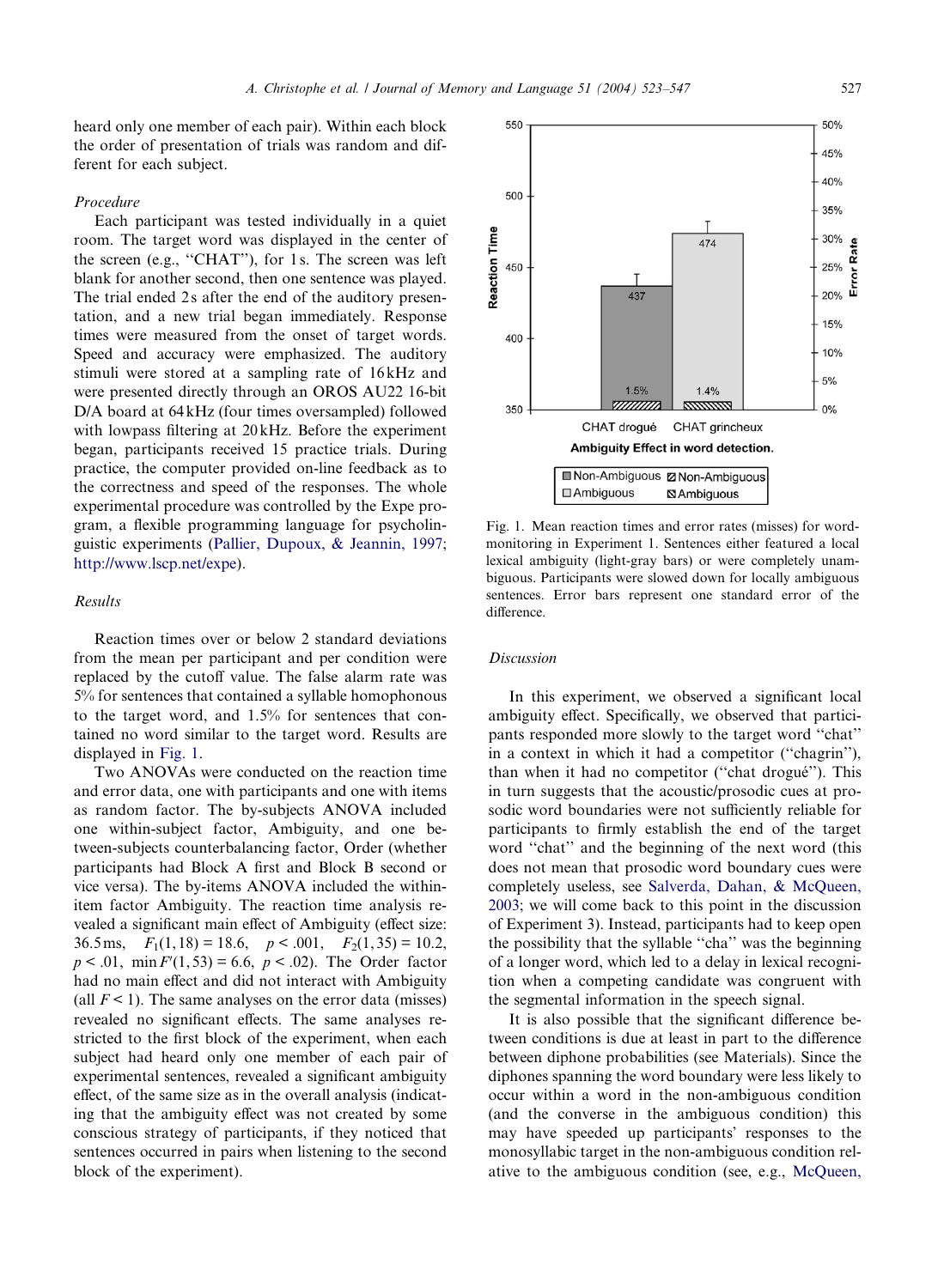heard only one member of each pair). Within each block the order of presentation of trials was random and different for each subject.

*Procedure*

Each participant was tested individually in a quiet room. The target word was displayed in the center of the screen (e.g., ''CHAT''), for 1 s. The screen was left blank for another second, then one sentence was played. The trial ended 2 s after the end of the auditory presentation, and a new trial began immediately. Response times were measured from the onset of target words. Speed and accuracy were emphasized. The auditory stimuli were stored at a sampling rate of 16 kHz and were presented directly through an OROS AU22 16-bit D/A board at 64 kHz (four times oversampled) followed with lowpass filtering at 20 kHz. Before the experiment began, participants received 15 practice trials. During practice, the computer provided on-line feedback as to the correctness and speed of the responses. The whole experimental procedure was controlled by the Expe program, a flexible programming language for psycholinguistic experiments (Pallier, Dupoux, & Jeannin, 1997; http://www.lscp.net/expe).

*Results*

Reaction times over or below 2 standard deviations from the mean per participant and per condition were replaced by the cutoff value. The false alarm rate was 5% for sentences that contained a syllable homophonous to the target word, and 1.5% for sentences that contained no word similar to the target word. Results are displayed in Fig. 1.

Two ANOVAs were conducted on the reaction time and error data, one with participants and one with items as random factor. The by-subjects ANOVA included one within-subject factor, Ambiguity, and one between-subjects counterbalancing factor, Order (whether participants had Block A first and Block B second or vice versa). The by-items ANOVA included the within-item factor Ambiguity. The reaction time analysis revealed a significant main effect of Ambiguity (effect size: 36.5 ms, $F_1(1,18) = 18.6$, $p < .001$, $F_2(1,35) = 10.2$, $p < .01$, $\min F'(1,53) = 6.6$, $p < .02$). The Order factor had no main effect and did not interact with Ambiguity (all $F < 1$). The same analyses on the error data (misses) revealed no significant effects. The same analyses restricted to the first block of the experiment, when each subject had heard only one member of each pair of experimental sentences, revealed a significant ambiguity effect, of the same size as in the overall analysis (indicating that the ambiguity effect was not created by some conscious strategy of participants, if they noticed that sentences occurred in pairs when listening to the second block of the experiment).

Reaction Time
550
500
450
400
350
Error Rate
50%
45%
40%
35%
30%
25%
20%
15%
10%
5%
0%
437
474
1.5%
1.4%
CHAT drogué
CHAT grincheux
Ambiguity Effect in word detection.
Non-Ambiguous
Ambiguous
Non-Ambiguous
Ambiguous

Fig. 1. Mean reaction times and error rates (misses) for word-monitoring in Experiment 1. Sentences either featured a local lexical ambiguity (light-gray bars) or were completely unambiguous. Participants were slowed down for locally ambiguous sentences. Error bars represent one standard error of the difference.

*Discussion*

In this experiment, we observed a significant local ambiguity effect. Specifically, we observed that participants responded more slowly to the target word ''chat'' in a context in which it had a competitor (''chagrin''), than when it had no competitor (''chat drogué''). This in turn suggests that the acoustic/prosodic cues at prosodic word boundaries were not sufficiently reliable for participants to firmly establish the end of the target word ''chat'' and the beginning of the next word (this does not mean that prosodic word boundary cues were completely useless, see Salverda, Dahan, & McQueen, 2003; we will come back to this point in the discussion of Experiment 3). Instead, participants had to keep open the possibility that the syllable ''cha'' was the beginning of a longer word, which led to a delay in lexical recognition when a competing candidate was congruent with the segmental information in the speech signal.

It is also possible that the significant difference between conditions is due at least in part to the difference between diphone probabilities (see Materials). Since the diphones spanning the word boundary were less likely to occur within a word in the non-ambiguous condition (and the converse in the ambiguous condition) this may have speeded up participants' responses to the monosyllabic target in the non-ambiguous condition relative to the ambiguous condition (see, e.g., McQueen,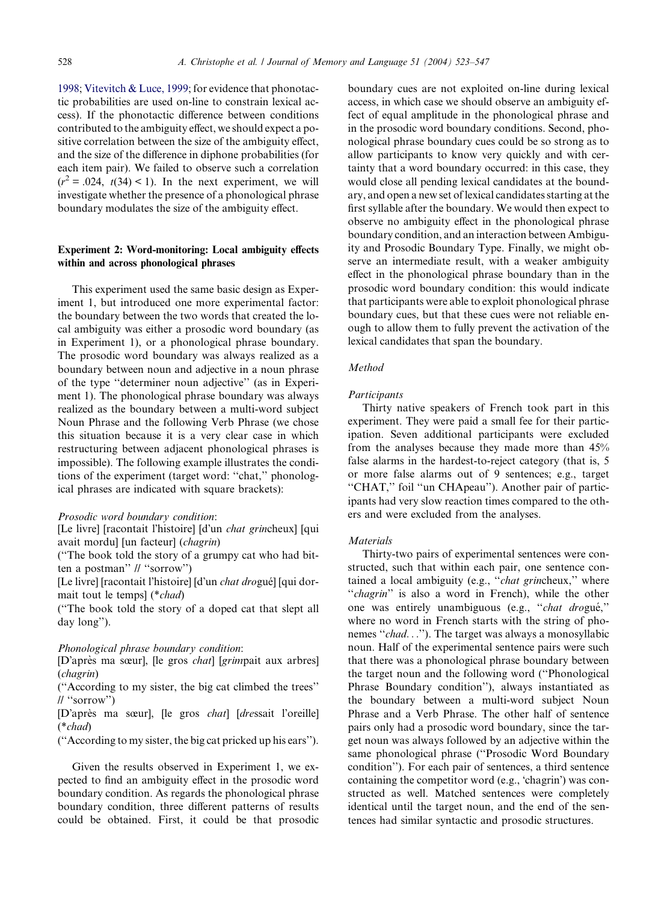1998; Vitevitch & Luce, 1999; for evidence that phonotactic probabilities are used on-line to constrain lexical access). If the phonotactic difference between conditions contributed to the ambiguity effect, we should expect a positive correlation between the size of the ambiguity effect, and the size of the difference in diphone probabilities (for each item pair). We failed to observe such a correlation ($r^2 = .024$, $t(34) < 1$). In the next experiment, we will investigate whether the presence of a phonological phrase boundary modulates the size of the ambiguity effect.

## Experiment 2: Word-monitoring: Local ambiguity effects within and across phonological phrases

This experiment used the same basic design as Experiment 1, but introduced one more experimental factor: the boundary between the two words that created the local ambiguity was either a prosodic word boundary (as in Experiment 1), or a phonological phrase boundary. The prosodic word boundary was always realized as a boundary between noun and adjective in a noun phrase of the type ''determiner noun adjective'' (as in Experiment 1). The phonological phrase boundary was always realized as the boundary between a multi-word subject Noun Phrase and the following Verb Phrase (we chose this situation because it is a very clear case in which restructuring between adjacent phonological phrases is impossible). The following example illustrates the conditions of the experiment (target word: ''chat,'' phonological phrases are indicated with square brackets):

*Prosodic word boundary condition*:

[Le livre] [racontait l'histoire] [d'un *chat grin*cheux] [qui avait mordu] [un facteur] (*chagrin*)

(''The book told the story of a grumpy cat who had bitten a postman'' // ''sorrow'')

[Le livre] [racontait l'histoire] [d'un *chat dro*gué] [qui dormait tout le temps] (*chad)

(''The book told the story of a doped cat that slept all day long'').

*Phonological phrase boundary condition*:

[D'après ma sœur], [le gros *chat*] [*grim*pait aux arbres] (*chagrin*)

(''According to my sister, the big cat climbed the trees'' // ''sorrow'')

[D'après ma sœur], [le gros *chat*] [*dre*ssait l'oreille] (*chad)

(''According to my sister, the big cat pricked up his ears'').

Given the results observed in Experiment 1, we expected to find an ambiguity effect in the prosodic word boundary condition. As regards the phonological phrase boundary condition, three different patterns of results could be obtained. First, it could be that prosodic boundary cues are not exploited on-line during lexical access, in which case we should observe an ambiguity effect of equal amplitude in the phonological phrase and in the prosodic word boundary conditions. Second, phonological phrase boundary cues could be so strong as to allow participants to know very quickly and with certainty that a word boundary occurred: in this case, they would close all pending lexical candidates at the boundary, and open a new set of lexical candidates starting at the first syllable after the boundary. We would then expect to observe no ambiguity effect in the phonological phrase boundary condition, and an interaction between Ambiguity and Prosodic Boundary Type. Finally, we might observe an intermediate result, with a weaker ambiguity effect in the phonological phrase boundary than in the prosodic word boundary condition: this would indicate that participants were able to exploit phonological phrase boundary cues, but that these cues were not reliable enough to allow them to fully prevent the activation of the lexical candidates that span the boundary.

### Method

#### Participants

Thirty native speakers of French took part in this experiment. They were paid a small fee for their participation. Seven additional participants were excluded from the analyses because they made more than 45% false alarms in the hardest-to-reject category (that is, 5 or more false alarms out of 9 sentences; e.g., target ''CHAT,'' foil ''un CHApeau''). Another pair of participants had very slow reaction times compared to the others and were excluded from the analyses.

#### Materials

Thirty-two pairs of experimental sentences were constructed, such that within each pair, one sentence contained a local ambiguity (e.g., ''*chat grin*cheux,'' where ''*chagrin*'' is also a word in French), while the other one was entirely unambiguous (e.g., ''*chat dro*gué,'' where no word in French starts with the string of phonemes ''*chad*...''). The target was always a monosyllabic noun. Half of the experimental sentence pairs were such that there was a phonological phrase boundary between the target noun and the following word (''Phonological Phrase Boundary condition''), always instantiated as the boundary between a multi-word subject Noun Phrase and a Verb Phrase. The other half of sentence pairs only had a prosodic word boundary, since the target noun was always followed by an adjective within the same phonological phrase (''Prosodic Word Boundary condition''). For each pair of sentences, a third sentence containing the competitor word (e.g., 'chagrin') was constructed as well. Matched sentences were completely identical until the target noun, and the end of the sentences had similar syntactic and prosodic structures.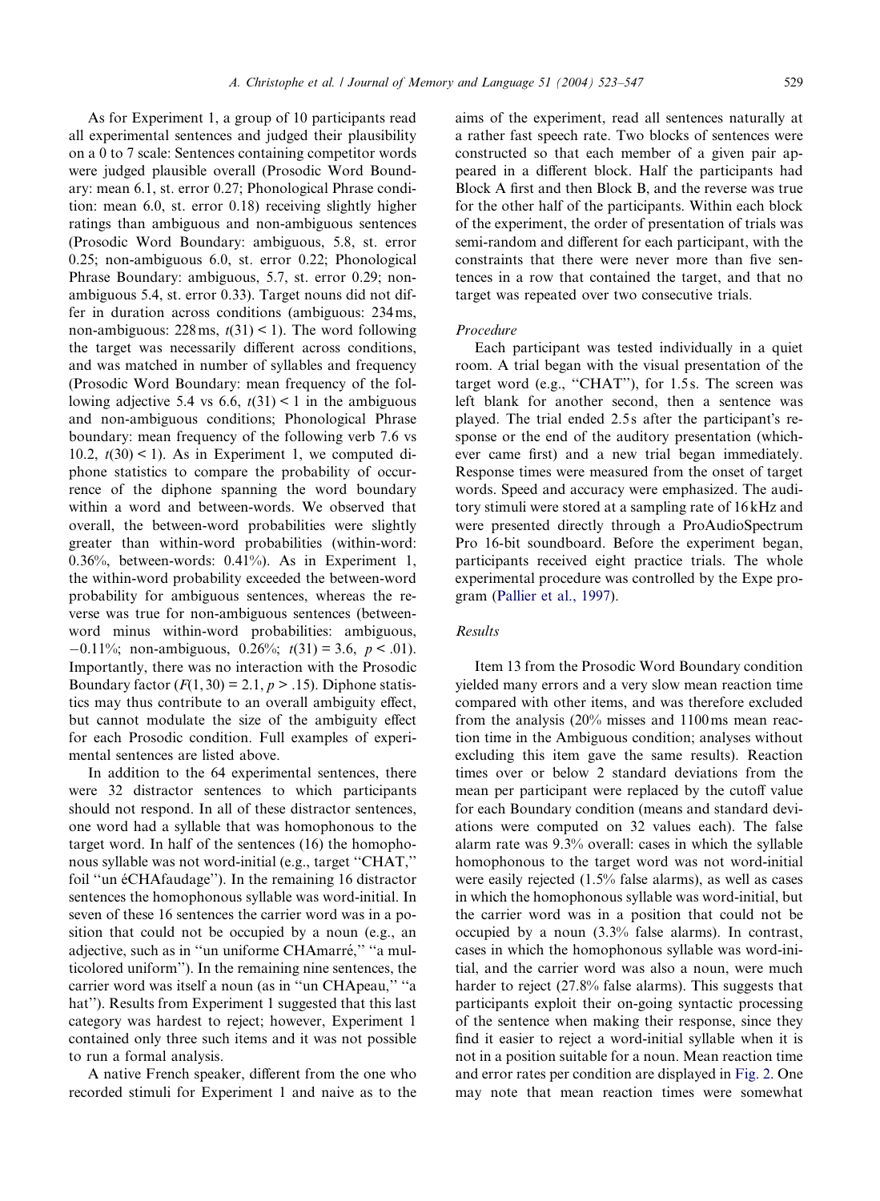As for Experiment 1, a group of 10 participants read all experimental sentences and judged their plausibility on a 0 to 7 scale: Sentences containing competitor words were judged plausible overall (Prosodic Word Boundary: mean 6.1, st. error 0.27; Phonological Phrase condition: mean 6.0, st. error 0.18) receiving slightly higher ratings than ambiguous and non-ambiguous sentences (Prosodic Word Boundary: ambiguous, 5.8, st. error 0.25; non-ambiguous 6.0, st. error 0.22; Phonological Phrase Boundary: ambiguous, 5.7, st. error 0.29; non-ambiguous 5.4, st. error 0.33). Target nouns did not differ in duration across conditions (ambiguous: 234 ms, non-ambiguous: 228 ms, $t(31) < 1$). The word following the target was necessarily different across conditions, and was matched in number of syllables and frequency (Prosodic Word Boundary: mean frequency of the following adjective 5.4 vs 6.6, $t(31) < 1$ in the ambiguous and non-ambiguous conditions; Phonological Phrase boundary: mean frequency of the following verb 7.6 vs 10.2, $t(30) < 1$). As in Experiment 1, we computed diphone statistics to compare the probability of occurrence of the diphone spanning the word boundary within a word and between-words. We observed that overall, the between-word probabilities were slightly greater than within-word probabilities (within-word: 0.36%, between-words: 0.41%). As in Experiment 1, the within-word probability exceeded the between-word probability for ambiguous sentences, whereas the reverse was true for non-ambiguous sentences (between-word minus within-word probabilities: ambiguous, −0.11%; non-ambiguous, 0.26%; $t(31) = 3.6$, $p < .01$). Importantly, there was no interaction with the Prosodic Boundary factor ($F(1, 30) = 2.1$, $p > .15$). Diphone statistics may thus contribute to an overall ambiguity effect, but cannot modulate the size of the ambiguity effect for each Prosodic condition. Full examples of experimental sentences are listed above.

In addition to the 64 experimental sentences, there were 32 distractor sentences to which participants should not respond. In all of these distractor sentences, one word had a syllable that was homophonous to the target word. In half of the sentences (16) the homophonous syllable was not word-initial (e.g., target "CHAT," foil "un éCHAfaudage"). In the remaining 16 distractor sentences the homophonous syllable was word-initial. In seven of these 16 sentences the carrier word was in a position that could not be occupied by a noun (e.g., an adjective, such as in "un uniforme CHAmarré," "a multicolored uniform"). In the remaining nine sentences, the carrier word was itself a noun (as in "un CHApeau," "a hat"). Results from Experiment 1 suggested that this last category was hardest to reject; however, Experiment 1 contained only three such items and it was not possible to run a formal analysis.

A native French speaker, different from the one who recorded stimuli for Experiment 1 and naive as to the aims of the experiment, read all sentences naturally at a rather fast speech rate. Two blocks of sentences were constructed so that each member of a given pair appeared in a different block. Half the participants had Block A first and then Block B, and the reverse was true for the other half of the participants. Within each block of the experiment, the order of presentation of trials was semi-random and different for each participant, with the constraints that there were never more than five sentences in a row that contained the target, and that no target was repeated over two consecutive trials.

### *Procedure*

Each participant was tested individually in a quiet room. A trial began with the visual presentation of the target word (e.g., "CHAT"), for 1.5 s. The screen was left blank for another second, then a sentence was played. The trial ended 2.5 s after the participant's response or the end of the auditory presentation (whichever came first) and a new trial began immediately. Response times were measured from the onset of target words. Speed and accuracy were emphasized. The auditory stimuli were stored at a sampling rate of 16 kHz and were presented directly through a ProAudioSpectrum Pro 16-bit soundboard. Before the experiment began, participants received eight practice trials. The whole experimental procedure was controlled by the Expe program (Pallier et al., 1997).

### *Results*

Item 13 from the Prosodic Word Boundary condition yielded many errors and a very slow mean reaction time compared with other items, and was therefore excluded from the analysis (20% misses and 1100 ms mean reaction time in the Ambiguous condition; analyses without excluding this item gave the same results). Reaction times over or below 2 standard deviations from the mean per participant were replaced by the cutoff value for each Boundary condition (means and standard deviations were computed on 32 values each). The false alarm rate was 9.3% overall: cases in which the syllable homophonous to the target word was not word-initial were easily rejected (1.5% false alarms), as well as cases in which the homophonous syllable was word-initial, but the carrier word was in a position that could not be occupied by a noun (3.3% false alarms). In contrast, cases in which the homophonous syllable was word-initial, and the carrier word was also a noun, were much harder to reject (27.8% false alarms). This suggests that participants exploit their on-going syntactic processing of the sentence when making their response, since they find it easier to reject a word-initial syllable when it is not in a position suitable for a noun. Mean reaction time and error rates per condition are displayed in Fig. 2. One may note that mean reaction times were somewhat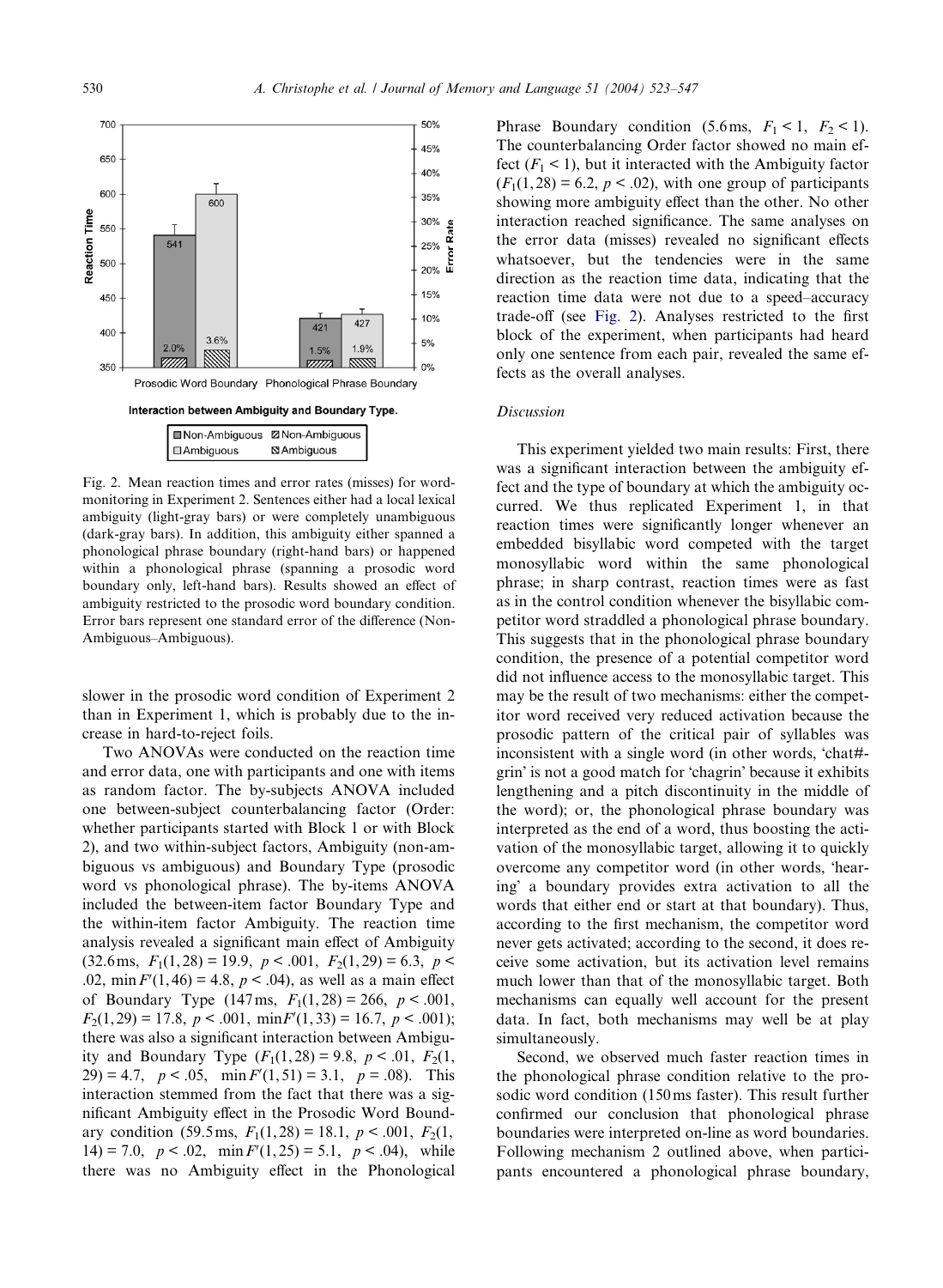700
650
600
550
500
450
400
350

Reaction Time

50%
45%
40%
35%
30%
25%
20%
15%
10%
5%
0%

Error Rate

541
600
2.0%
3.6%
421
427
1.5%
1.9%

Prosodic Word Boundary Phonological Phrase Boundary

**Interaction between Ambiguity and Boundary Type.**

Non-Ambiguous Non-Ambiguous
Ambiguous Ambiguous

Fig. 2. Mean reaction times and error rates (misses) for word-monitoring in Experiment 2. Sentences either had a local lexical ambiguity (light-gray bars) or were completely unambiguous (dark-gray bars). In addition, this ambiguity either spanned a phonological phrase boundary (right-hand bars) or happened within a phonological phrase (spanning a prosodic word boundary only, left-hand bars). Results showed an effect of ambiguity restricted to the prosodic word boundary condition. Error bars represent one standard error of the difference (Non-Ambiguous–Ambiguous).

slower in the prosodic word condition of Experiment 2 than in Experiment 1, which is probably due to the increase in hard-to-reject foils.

Two ANOVAs were conducted on the reaction time and error data, one with participants and one with items as random factor. The by-subjects ANOVA included one between-subject counterbalancing factor (Order: whether participants started with Block 1 or with Block 2), and two within-subject factors, Ambiguity (non-ambiguous vs ambiguous) and Boundary Type (prosodic word vs phonological phrase). The by-items ANOVA included the between-item factor Boundary Type and the within-item factor Ambiguity. The reaction time analysis revealed a significant main effect of Ambiguity (32.6 ms, $F_1(1,28) = 19.9$, $p < .001$, $F_2(1,29) = 6.3$, $p < .02$, $\min F'(1,46) = 4.8$, $p < .04$), as well as a main effect of Boundary Type (147 ms, $F_1(1,28) = 266$, $p < .001$, $F_2(1,29) = 17.8$, $p < .001$, $\min F'(1,33) = 16.7$, $p < .001$); there was also a significant interaction between Ambiguity and Boundary Type ($F_1(1,28) = 9.8$, $p < .01$, $F_2(1,29) = 4.7$, $p < .05$, $\min F'(1,51) = 3.1$, $p = .08$). This interaction stemmed from the fact that there was a significant Ambiguity effect in the Prosodic Word Boundary condition (59.5 ms, $F_1(1,28) = 18.1$, $p < .001$, $F_2(1,14) = 7.0$, $p < .02$, $\min F'(1,25) = 5.1$, $p < .04$), while there was no Ambiguity effect in the Phonological Phrase Boundary condition (5.6 ms, $F_1 < 1$, $F_2 < 1$). The counterbalancing Order factor showed no main effect ($F_1 < 1$), but it interacted with the Ambiguity factor ($F_1(1,28) = 6.2$, $p < .02$), with one group of participants showing more ambiguity effect than the other. No other interaction reached significance. The same analyses on the error data (misses) revealed no significant effects whatsoever, but the tendencies were in the same direction as the reaction time data, indicating that the reaction time data were not due to a speed–accuracy trade-off (see Fig. 2). Analyses restricted to the first block of the experiment, when participants had heard only one sentence from each pair, revealed the same effects as the overall analyses.

### *Discussion*

This experiment yielded two main results: First, there was a significant interaction between the ambiguity effect and the type of boundary at which the ambiguity occurred. We thus replicated Experiment 1, in that reaction times were significantly longer whenever an embedded bisyllabic word competed with the target monosyllabic word within the same phonological phrase; in sharp contrast, reaction times were as fast as in the control condition whenever the bisyllabic competitor word straddled a phonological phrase boundary. This suggests that in the phonological phrase boundary condition, the presence of a potential competitor word did not influence access to the monosyllabic target. This may be the result of two mechanisms: either the competitor word received very reduced activation because the prosodic pattern of the critical pair of syllables was inconsistent with a single word (in other words, 'chat#-grin' is not a good match for 'chagrin' because it exhibits lengthening and a pitch discontinuity in the middle of the word); or, the phonological phrase boundary was interpreted as the end of a word, thus boosting the activation of the monosyllabic target, allowing it to quickly overcome any competitor word (in other words, 'hearing' a boundary provides extra activation to all the words that either end or start at that boundary). Thus, according to the first mechanism, the competitor word never gets activated; according to the second, it does receive some activation, but its activation level remains much lower than that of the monosyllabic target. Both mechanisms can equally well account for the present data. In fact, both mechanisms may well be at play simultaneously.

Second, we observed much faster reaction times in the phonological phrase condition relative to the prosodic word condition (150 ms faster). This result further confirmed our conclusion that phonological phrase boundaries were interpreted on-line as word boundaries. Following mechanism 2 outlined above, when participants encountered a phonological phrase boundary,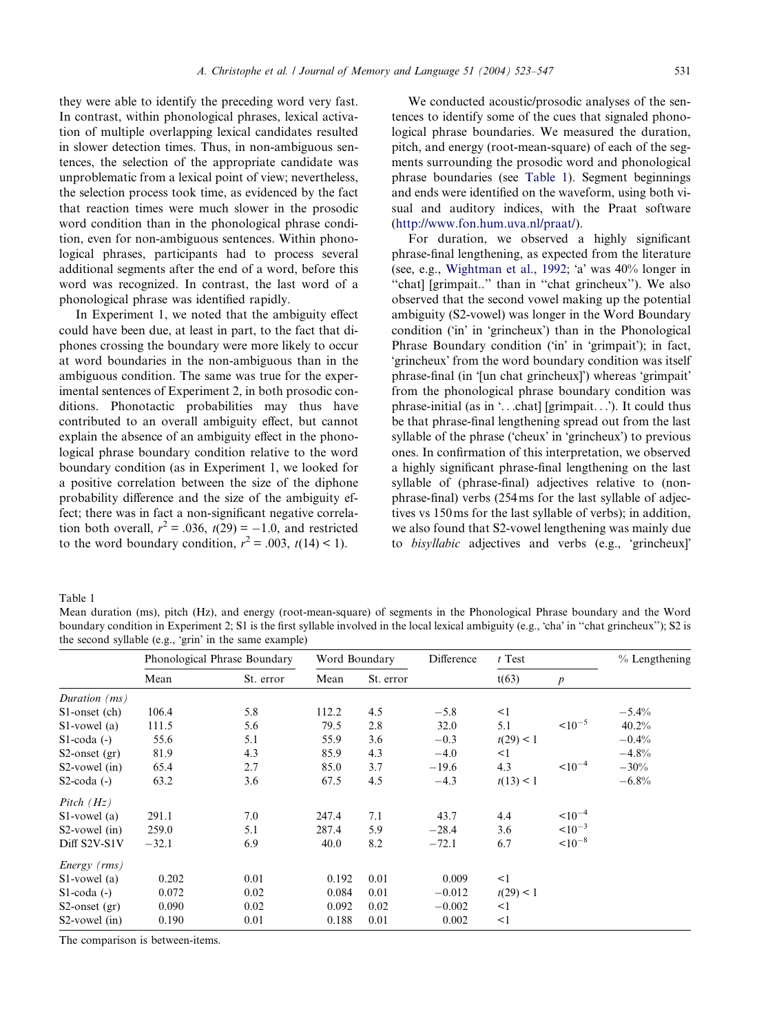they were able to identify the preceding word very fast. In contrast, within phonological phrases, lexical activation of multiple overlapping lexical candidates resulted in slower detection times. Thus, in non-ambiguous sentences, the selection of the appropriate candidate was unproblematic from a lexical point of view; nevertheless, the selection process took time, as evidenced by the fact that reaction times were much slower in the prosodic word condition than in the phonological phrase condition, even for non-ambiguous sentences. Within phonological phrases, participants had to process several additional segments after the end of a word, before this word was recognized. In contrast, the last word of a phonological phrase was identified rapidly.

In Experiment 1, we noted that the ambiguity effect could have been due, at least in part, to the fact that diphones crossing the boundary were more likely to occur at word boundaries in the non-ambiguous than in the ambiguous condition. The same was true for the experimental sentences of Experiment 2, in both prosodic conditions. Phonotactic probabilities may thus have contributed to an overall ambiguity effect, but cannot explain the absence of an ambiguity effect in the phonological phrase boundary condition relative to the word boundary condition (as in Experiment 1, we looked for a positive correlation between the size of the diphone probability difference and the size of the ambiguity effect; there was in fact a non-significant negative correlation both overall, $r^2 = .036$, $t(29) = -1.0$, and restricted to the word boundary condition, $r^2 = .003$, $t(14) < 1$).

We conducted acoustic/prosodic analyses of the sentences to identify some of the cues that signaled phonological phrase boundaries. We measured the duration, pitch, and energy (root-mean-square) of each of the segments surrounding the prosodic word and phonological phrase boundaries (see Table 1). Segment beginnings and ends were identified on the waveform, using both visual and auditory indices, with the Praat software (http://www.fon.hum.uva.nl/praat/).

For duration, we observed a highly significant phrase-final lengthening, as expected from the literature (see, e.g., Wightman et al., 1992; 'a' was 40% longer in "chat] [grimpait.." than in "chat grincheux"). We also observed that the second vowel making up the potential ambiguity (S2-vowel) was longer in the Word Boundary condition ('in' in 'grincheux') than in the Phonological Phrase Boundary condition ('in' in 'grimpait'); in fact, 'grincheux' from the word boundary condition was itself phrase-final (in '[un chat grincheux]') whereas 'grimpait' from the phonological phrase boundary condition was phrase-initial (as in '…chat] [grimpait…'). It could thus be that phrase-final lengthening spread out from the last syllable of the phrase ('cheux' in 'grincheux') to previous ones. In confirmation of this interpretation, we observed a highly significant phrase-final lengthening on the last syllable of (phrase-final) adjectives relative to (non-phrase-final) verbs (254 ms for the last syllable of adjectives vs 150 ms for the last syllable of verbs); in addition, we also found that S2-vowel lengthening was mainly due to *bisyllabic* adjectives and verbs (e.g., 'grincheux]'

Table 1
Mean duration (ms), pitch (Hz), and energy (root-mean-square) of segments in the Phonological Phrase boundary and the Word boundary condition in Experiment 2; S1 is the first syllable involved in the local lexical ambiguity (e.g., 'cha' in "chat grincheux"); S2 is the second syllable (e.g., 'grin' in the same example)

| | Phonological Phrase Boundary | | Word Boundary | | Difference | *t* Test | | % Lengthening |
|---|---|---|---|---|---|---|---|---|
| | Mean | St. error | Mean | St. error | | t(63) | *p* | |
| *Duration (ms)* | | | | | | | | |
| S1-onset (ch) | 106.4 | 5.8 | 112.2 | 4.5 | −5.8 | <1 | | −5.4% |
| S1-vowel (a) | 111.5 | 5.6 | 79.5 | 2.8 | 32.0 | 5.1 | $<10^{-5}$ | 40.2% |
| S1-coda (-) | 55.6 | 5.1 | 55.9 | 3.6 | −0.3 | $t(29) < 1$ | | −0.4% |
| S2-onset (gr) | 81.9 | 4.3 | 85.9 | 4.3 | −4.0 | <1 | | −4.8% |
| S2-vowel (in) | 65.4 | 2.7 | 85.0 | 3.7 | −19.6 | 4.3 | $<10^{-4}$ | −30% |
| S2-coda (-) | 63.2 | 3.6 | 67.5 | 4.5 | −4.3 | $t(13) < 1$ | | −6.8% |
| *Pitch (Hz)* | | | | | | | | |
| S1-vowel (a) | 291.1 | 7.0 | 247.4 | 7.1 | 43.7 | 4.4 | $<10^{-4}$ | |
| S2-vowel (in) | 259.0 | 5.1 | 287.4 | 5.9 | −28.4 | 3.6 | $<10^{-3}$ | |
| Diff S2V-S1V | −32.1 | 6.9 | 40.0 | 8.2 | −72.1 | 6.7 | $<10^{-8}$ | |
| *Energy (rms)* | | | | | | | | |
| S1-vowel (a) | 0.202 | 0.01 | 0.192 | 0.01 | 0.009 | <1 | | |
| S1-coda (-) | 0.072 | 0.02 | 0.084 | 0.01 | −0.012 | $t(29) < 1$ | | |
| S2-onset (gr) | 0.090 | 0.02 | 0.092 | 0.02 | −0.002 | <1 | | |
| S2-vowel (in) | 0.190 | 0.01 | 0.188 | 0.01 | 0.002 | <1 | | |

The comparison is between-items.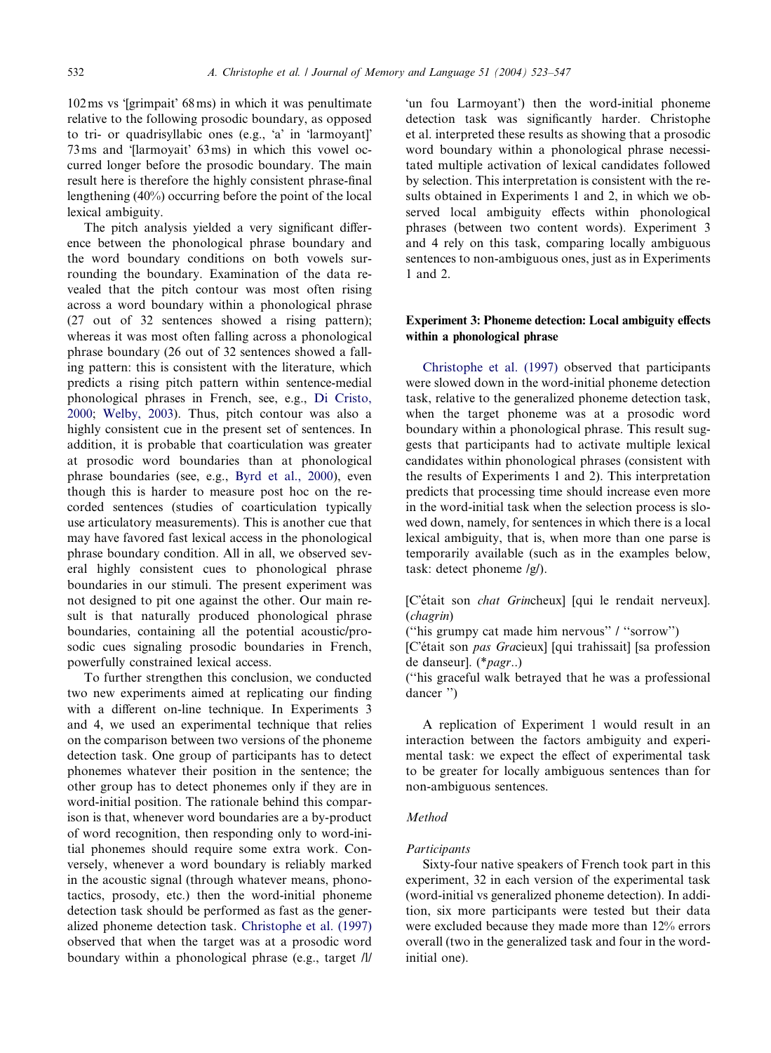102 ms vs '[grimpait' 68 ms) in which it was penultimate relative to the following prosodic boundary, as opposed to tri- or quadrisyllabic ones (e.g., 'a' in 'larmoyant]' 73 ms and '[larmoyait' 63 ms) in which this vowel occurred longer before the prosodic boundary. The main result here is therefore the highly consistent phrase-final lengthening (40%) occurring before the point of the local lexical ambiguity.

The pitch analysis yielded a very significant difference between the phonological phrase boundary and the word boundary conditions on both vowels surrounding the boundary. Examination of the data revealed that the pitch contour was most often rising across a word boundary within a phonological phrase (27 out of 32 sentences showed a rising pattern); whereas it was most often falling across a phonological phrase boundary (26 out of 32 sentences showed a falling pattern: this is consistent with the literature, which predicts a rising pitch pattern within sentence-medial phonological phrases in French, see, e.g., Di Cristo, 2000; Welby, 2003). Thus, pitch contour was also a highly consistent cue in the present set of sentences. In addition, it is probable that coarticulation was greater at prosodic word boundaries than at phonological phrase boundaries (see, e.g., Byrd et al., 2000), even though this is harder to measure post hoc on the recorded sentences (studies of coarticulation typically use articulatory measurements). This is another cue that may have favored fast lexical access in the phonological phrase boundary condition. All in all, we observed several highly consistent cues to phonological phrase boundaries in our stimuli. The present experiment was not designed to pit one against the other. Our main result is that naturally produced phonological phrase boundaries, containing all the potential acoustic/prosodic cues signaling prosodic boundaries in French, powerfully constrained lexical access.

To further strengthen this conclusion, we conducted two new experiments aimed at replicating our finding with a different on-line technique. In Experiments 3 and 4, we used an experimental technique that relies on the comparison between two versions of the phoneme detection task. One group of participants has to detect phonemes whatever their position in the sentence; the other group has to detect phonemes only if they are in word-initial position. The rationale behind this comparison is that, whenever word boundaries are a by-product of word recognition, then responding only to word-initial phonemes should require some extra work. Conversely, whenever a word boundary is reliably marked in the acoustic signal (through whatever means, phonotactics, prosody, etc.) then the word-initial phoneme detection task should be performed as fast as the generalized phoneme detection task. Christophe et al. (1997) observed that when the target was at a prosodic word boundary within a phonological phrase (e.g., target /l/ 'un fou Larmoyant') then the word-initial phoneme detection task was significantly harder. Christophe et al. interpreted these results as showing that a prosodic word boundary within a phonological phrase necessitated multiple activation of lexical candidates followed by selection. This interpretation is consistent with the results obtained in Experiments 1 and 2, in which we observed local ambiguity effects within phonological phrases (between two content words). Experiment 3 and 4 rely on this task, comparing locally ambiguous sentences to non-ambiguous ones, just as in Experiments 1 and 2.

## Experiment 3: Phoneme detection: Local ambiguity effects within a phonological phrase

Christophe et al. (1997) observed that participants were slowed down in the word-initial phoneme detection task, relative to the generalized phoneme detection task, when the target phoneme was at a prosodic word boundary within a phonological phrase. This result suggests that participants had to activate multiple lexical candidates within phonological phrases (consistent with the results of Experiments 1 and 2). This interpretation predicts that processing time should increase even more in the word-initial task when the selection process is slowed down, namely, for sentences in which there is a local lexical ambiguity, that is, when more than one parse is temporarily available (such as in the examples below, task: detect phoneme /g/).

[C'était son *chat Grin*cheux] [qui le rendait nerveux]. (*chagrin*)
(''his grumpy cat made him nervous'' / ''sorrow'')
[C'était son *pas Gra*cieux] [qui trahissait] [sa profession de danseur]. (*pagr..)
(''his graceful walk betrayed that he was a professional dancer '')

A replication of Experiment 1 would result in an interaction between the factors ambiguity and experimental task: we expect the effect of experimental task to be greater for locally ambiguous sentences than for non-ambiguous sentences.

### Method

#### Participants

Sixty-four native speakers of French took part in this experiment, 32 in each version of the experimental task (word-initial vs generalized phoneme detection). In addition, six more participants were tested but their data were excluded because they made more than 12% errors overall (two in the generalized task and four in the word-initial one).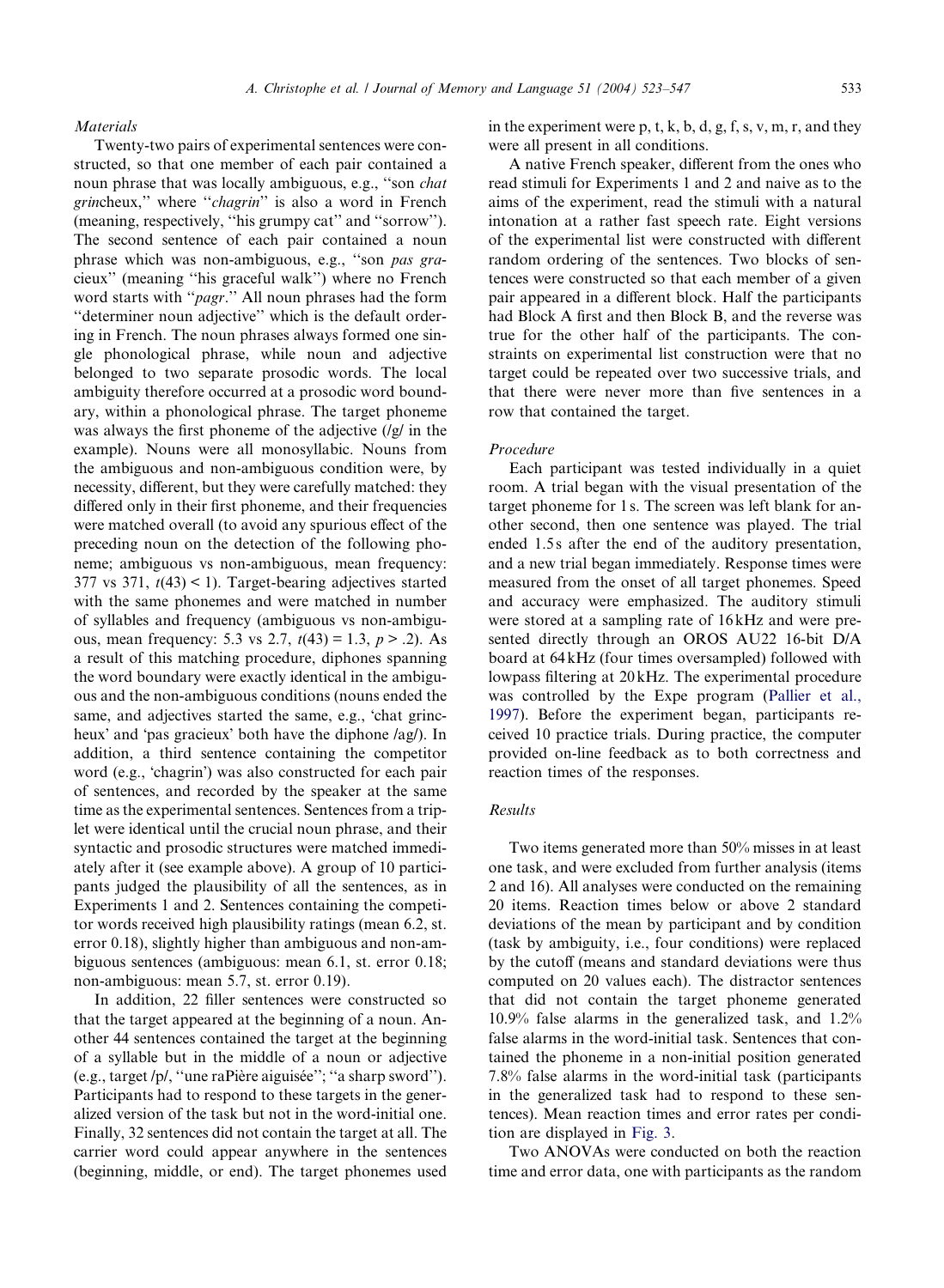### Materials

Twenty-two pairs of experimental sentences were constructed, so that one member of each pair contained a noun phrase that was locally ambiguous, e.g., ''son *chat grin*cheux,'' where ''*chagrin*'' is also a word in French (meaning, respectively, ''his grumpy cat'' and ''sorrow''). The second sentence of each pair contained a noun phrase which was non-ambiguous, e.g., ''son *pas gra*cieux'' (meaning ''his graceful walk'') where no French word starts with ''*pagr*.'' All noun phrases had the form ''determiner noun adjective'' which is the default ordering in French. The noun phrases always formed one single phonological phrase, while noun and adjective belonged to two separate prosodic words. The local ambiguity therefore occurred at a prosodic word boundary, within a phonological phrase. The target phoneme was always the first phoneme of the adjective (/g/ in the example). Nouns were all monosyllabic. Nouns from the ambiguous and non-ambiguous condition were, by necessity, different, but they were carefully matched: they differed only in their first phoneme, and their frequencies were matched overall (to avoid any spurious effect of the preceding noun on the detection of the following phoneme; ambiguous vs non-ambiguous, mean frequency: 377 vs 371, $t(43) < 1$). Target-bearing adjectives started with the same phonemes and were matched in number of syllables and frequency (ambiguous vs non-ambiguous, mean frequency: 5.3 vs 2.7, $t(43) = 1.3$, $p > .2$). As a result of this matching procedure, diphones spanning the word boundary were exactly identical in the ambiguous and the non-ambiguous conditions (nouns ended the same, and adjectives started the same, e.g., 'chat grincheux' and 'pas gracieux' both have the diphone /ag/). In addition, a third sentence containing the competitor word (e.g., 'chagrin') was also constructed for each pair of sentences, and recorded by the speaker at the same time as the experimental sentences. Sentences from a triplet were identical until the crucial noun phrase, and their syntactic and prosodic structures were matched immediately after it (see example above). A group of 10 participants judged the plausibility of all the sentences, as in Experiments 1 and 2. Sentences containing the competitor words received high plausibility ratings (mean 6.2, st. error 0.18), slightly higher than ambiguous and non-ambiguous sentences (ambiguous: mean 6.1, st. error 0.18; non-ambiguous: mean 5.7, st. error 0.19).

In addition, 22 filler sentences were constructed so that the target appeared at the beginning of a noun. Another 44 sentences contained the target at the beginning of a syllable but in the middle of a noun or adjective (e.g., target /p/, ''une raPière aiguisée''; ''a sharp sword''). Participants had to respond to these targets in the generalized version of the task but not in the word-initial one. Finally, 32 sentences did not contain the target at all. The carrier word could appear anywhere in the sentences (beginning, middle, or end). The target phonemes used in the experiment were p, t, k, b, d, g, f, s, v, m, r, and they were all present in all conditions.

A native French speaker, different from the ones who read stimuli for Experiments 1 and 2 and naive as to the aims of the experiment, read the stimuli with a natural intonation at a rather fast speech rate. Eight versions of the experimental list were constructed with different random ordering of the sentences. Two blocks of sentences were constructed so that each member of a given pair appeared in a different block. Half the participants had Block A first and then Block B, and the reverse was true for the other half of the participants. The constraints on experimental list construction were that no target could be repeated over two successive trials, and that there were never more than five sentences in a row that contained the target.

### Procedure

Each participant was tested individually in a quiet room. A trial began with the visual presentation of the target phoneme for 1 s. The screen was left blank for another second, then one sentence was played. The trial ended 1.5 s after the end of the auditory presentation, and a new trial began immediately. Response times were measured from the onset of all target phonemes. Speed and accuracy were emphasized. The auditory stimuli were stored at a sampling rate of 16 kHz and were presented directly through an OROS AU22 16-bit D/A board at 64 kHz (four times oversampled) followed with lowpass filtering at 20 kHz. The experimental procedure was controlled by the Expe program (Pallier et al., 1997). Before the experiment began, participants received 10 practice trials. During practice, the computer provided on-line feedback as to both correctness and reaction times of the responses.

### Results

Two items generated more than 50% misses in at least one task, and were excluded from further analysis (items 2 and 16). All analyses were conducted on the remaining 20 items. Reaction times below or above 2 standard deviations of the mean by participant and by condition (task by ambiguity, i.e., four conditions) were replaced by the cutoff (means and standard deviations were thus computed on 20 values each). The distractor sentences that did not contain the target phoneme generated 10.9% false alarms in the generalized task, and 1.2% false alarms in the word-initial task. Sentences that contained the phoneme in a non-initial position generated 7.8% false alarms in the word-initial task (participants in the generalized task had to respond to these sentences). Mean reaction times and error rates per condition are displayed in Fig. 3.

Two ANOVAs were conducted on both the reaction time and error data, one with participants as the random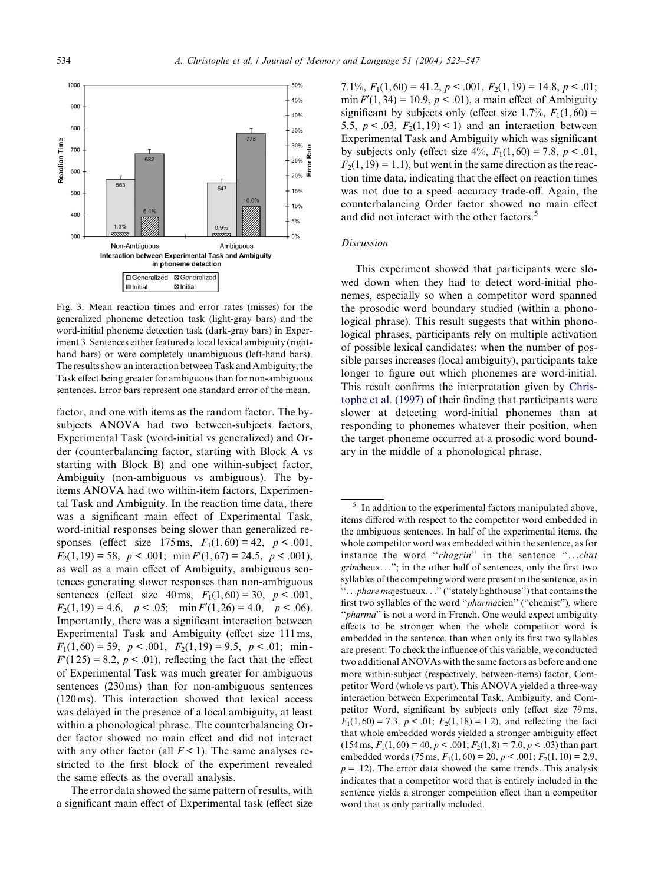Fig. 3. Mean reaction times and error rates (misses) for the generalized phoneme detection task (light-gray bars) and the word-initial phoneme detection task (dark-gray bars) in Experiment 3. Sentences either featured a local lexical ambiguity (right-hand bars) or were completely unambiguous (left-hand bars). The results show an interaction between Task and Ambiguity, the Task effect being greater for ambiguous than for non-ambiguous sentences. Error bars represent one standard error of the mean.

factor, and one with items as the random factor. The by-subjects ANOVA had two between-subjects factors, Experimental Task (word-initial vs generalized) and Order (counterbalancing factor, starting with Block A vs starting with Block B) and one within-subject factor, Ambiguity (non-ambiguous vs ambiguous). The by-items ANOVA had two within-item factors, Experimental Task and Ambiguity. In the reaction time data, there was a significant main effect of Experimental Task, word-initial responses being slower than generalized responses (effect size 175 ms, $F_1(1,60) = 42$, $p < .001$, $F_2(1,19) = 58$, $p < .001$; $\min F'(1,67) = 24.5$, $p < .001$), as well as a main effect of Ambiguity, ambiguous sentences generating slower responses than non-ambiguous sentences (effect size 40 ms, $F_1(1,60) = 30$, $p < .001$, $F_2(1,19) = 4.6$, $p < .05$; $\min F'(1,26) = 4.0$, $p < .06$). Importantly, there was a significant interaction between Experimental Task and Ambiguity (effect size 111 ms, $F_1(1,60) = 59$, $p < .001$, $F_2(1,19) = 9.5$, $p < .01$; $\min F'(1\,25) = 8.2$, $p < .01$), reflecting the fact that the effect of Experimental Task was much greater for ambiguous sentences (230 ms) than for non-ambiguous sentences (120 ms). This interaction showed that lexical access was delayed in the presence of a local ambiguity, at least within a phonological phrase. The counterbalancing Order factor showed no main effect and did not interact with any other factor (all $F < 1$). The same analyses restricted to the first block of the experiment revealed the same effects as the overall analysis.

The error data showed the same pattern of results, with a significant main effect of Experimental task (effect size 7.1%, $F_1(1,60) = 41.2$, $p < .001$, $F_2(1,19) = 14.8$, $p < .01$; $\min F'(1,34) = 10.9$, $p < .01$), a main effect of Ambiguity significant by subjects only (effect size 1.7%, $F_1(1,60) = 5.5$, $p < .03$, $F_2(1,19) < 1$) and an interaction between Experimental Task and Ambiguity which was significant by subjects only (effect size 4%, $F_1(1,60) = 7.8$, $p < .01$, $F_2(1,19) = 1.1$), but went in the same direction as the reaction time data, indicating that the effect on reaction times was not due to a speed–accuracy trade-off. Again, the counterbalancing Order factor showed no main effect and did not interact with the other factors.[5]

### Discussion

This experiment showed that participants were slowed down when they had to detect word-initial phonemes, especially so when a competitor word spanned the prosodic word boundary studied (within a phonological phrase). This result suggests that within phonological phrases, participants rely on multiple activation of possible lexical candidates: when the number of possible parses increases (local ambiguity), participants take longer to figure out which phonemes are word-initial. This result confirms the interpretation given by Christophe et al. (1997) of their finding that participants were slower at detecting word-initial phonemes than at responding to phonemes whatever their position, when the target phoneme occurred at a prosodic word boundary in the middle of a phonological phrase.

[5] In addition to the experimental factors manipulated above, items differed with respect to the competitor word embedded in the ambiguous sentences. In half of the experimental items, the whole competitor word was embedded within the sentence, as for instance the word "*chagrin*" in the sentence "...*chat grin*cheux..."; in the other half of sentences, only the first two syllables of the competing word were present in the sentence, as in "...*phare ma*jestueux..." ("stately lighthouse") that contains the first two syllables of the word "*pharma*cien" ("chemist"), where "*pharma*" is not a word in French. One would expect ambiguity effects to be stronger when the whole competitor word is embedded in the sentence, than when only its first two syllables are present. To check the influence of this variable, we conducted two additional ANOVAs with the same factors as before and one more within-subject (respectively, between-items) factor, Competitor Word (whole vs part). This ANOVA yielded a three-way interaction between Experimental Task, Ambiguity, and Competitor Word, significant by subjects only (effect size 79 ms, $F_1(1,60) = 7.3$, $p < .01$; $F_2(1,18) = 1.2$), and reflecting the fact that whole embedded words yielded a stronger ambiguity effect (154 ms, $F_1(1,60) = 40$, $p < .001$; $F_2(1,8) = 7.0$, $p < .03$) than part embedded words (75 ms, $F_1(1,60) = 20$, $p < .001$; $F_2(1,10) = 2.9$, $p = .12$). The error data showed the same trends. This analysis indicates that a competitor word that is entirely included in the sentence yields a stronger competition effect than a competitor word that is only partially included.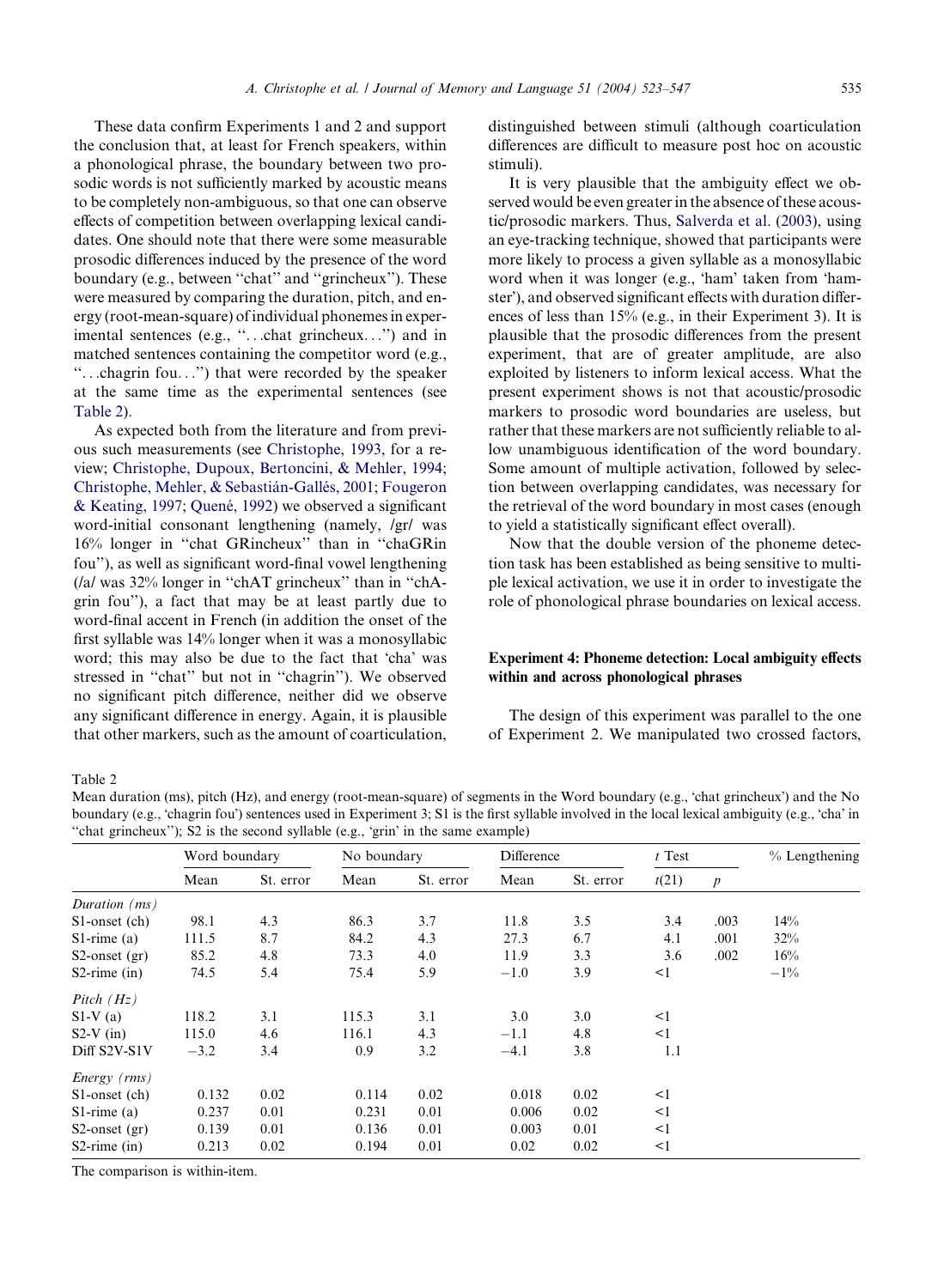These data confirm Experiments 1 and 2 and support the conclusion that, at least for French speakers, within a phonological phrase, the boundary between two prosodic words is not sufficiently marked by acoustic means to be completely non-ambiguous, so that one can observe effects of competition between overlapping lexical candidates. One should note that there were some measurable prosodic differences induced by the presence of the word boundary (e.g., between "chat" and "grincheux"). These were measured by comparing the duration, pitch, and energy (root-mean-square) of individual phonemes in experimental sentences (e.g., "…chat grincheux…") and in matched sentences containing the competitor word (e.g., "…chagrin fou…") that were recorded by the speaker at the same time as the experimental sentences (see Table 2).

As expected both from the literature and from previous such measurements (see Christophe, 1993, for a review; Christophe, Dupoux, Bertoncini, & Mehler, 1994; Christophe, Mehler, & Sebastián-Gallés, 2001; Fougeron & Keating, 1997; Quené, 1992) we observed a significant word-initial consonant lengthening (namely, /gr/ was 16% longer in "chat GRincheux" than in "chaGRin fou"), as well as significant word-final vowel lengthening (/a/ was 32% longer in "chAT grincheux" than in "chAgrin fou"), a fact that may be at least partly due to word-final accent in French (in addition the onset of the first syllable was 14% longer when it was a monosyllabic word; this may also be due to the fact that 'cha' was stressed in "chat" but not in "chagrin"). We observed no significant pitch difference, neither did we observe any significant difference in energy. Again, it is plausible that other markers, such as the amount of coarticulation, distinguished between stimuli (although coarticulation differences are difficult to measure post hoc on acoustic stimuli).

It is very plausible that the ambiguity effect we observed would be even greater in the absence of these acoustic/prosodic markers. Thus, Salverda et al. (2003), using an eye-tracking technique, showed that participants were more likely to process a given syllable as a monosyllabic word when it was longer (e.g., 'ham' taken from 'hamster'), and observed significant effects with duration differences of less than 15% (e.g., in their Experiment 3). It is plausible that the prosodic differences from the present experiment, that are of greater amplitude, are also exploited by listeners to inform lexical access. What the present experiment shows is not that acoustic/prosodic markers to prosodic word boundaries are useless, but rather that these markers are not sufficiently reliable to allow unambiguous identification of the word boundary. Some amount of multiple activation, followed by selection between overlapping candidates, was necessary for the retrieval of the word boundary in most cases (enough to yield a statistically significant effect overall).

Now that the double version of the phoneme detection task has been established as being sensitive to multiple lexical activation, we use it in order to investigate the role of phonological phrase boundaries on lexical access.

## Experiment 4: Phoneme detection: Local ambiguity effects within and across phonological phrases

The design of this experiment was parallel to the one of Experiment 2. We manipulated two crossed factors,

Table 2
Mean duration (ms), pitch (Hz), and energy (root-mean-square) of segments in the Word boundary (e.g., 'chat grincheux') and the No boundary (e.g., 'chagrin fou') sentences used in Experiment 3; S1 is the first syllable involved in the local lexical ambiguity (e.g., 'cha' in "chat grincheux"); S2 is the second syllable (e.g., 'grin' in the same example)

| | Word boundary | | No boundary | | Difference | | *t* Test | | % Lengthening |
|---|---|---|---|---|---|---|---|---|---|
| | Mean | St. error | Mean | St. error | Mean | St. error | *t*(21) | *p* | |
| *Duration (ms)* | | | | | | | | | |
| S1-onset (ch) | 98.1 | 4.3 | 86.3 | 3.7 | 11.8 | 3.5 | 3.4 | .003 | 14% |
| S1-rime (a) | 111.5 | 8.7 | 84.2 | 4.3 | 27.3 | 6.7 | 4.1 | .001 | 32% |
| S2-onset (gr) | 85.2 | 4.8 | 73.3 | 4.0 | 11.9 | 3.3 | 3.6 | .002 | 16% |
| S2-rime (in) | 74.5 | 5.4 | 75.4 | 5.9 | −1.0 | 3.9 | <1 | | −1% |
| *Pitch (Hz)* | | | | | | | | | |
| S1-V (a) | 118.2 | 3.1 | 115.3 | 3.1 | 3.0 | 3.0 | <1 | | |
| S2-V (in) | 115.0 | 4.6 | 116.1 | 4.3 | −1.1 | 4.8 | <1 | | |
| Diff S2V-S1V | −3.2 | 3.4 | 0.9 | 3.2 | −4.1 | 3.8 | 1.1 | | |
| *Energy (rms)* | | | | | | | | | |
| S1-onset (ch) | 0.132 | 0.02 | 0.114 | 0.02 | 0.018 | 0.02 | <1 | | |
| S1-rime (a) | 0.237 | 0.01 | 0.231 | 0.01 | 0.006 | 0.02 | <1 | | |
| S2-onset (gr) | 0.139 | 0.01 | 0.136 | 0.01 | 0.003 | 0.01 | <1 | | |
| S2-rime (in) | 0.213 | 0.02 | 0.194 | 0.01 | 0.02 | 0.02 | <1 | | |

The comparison is within-item.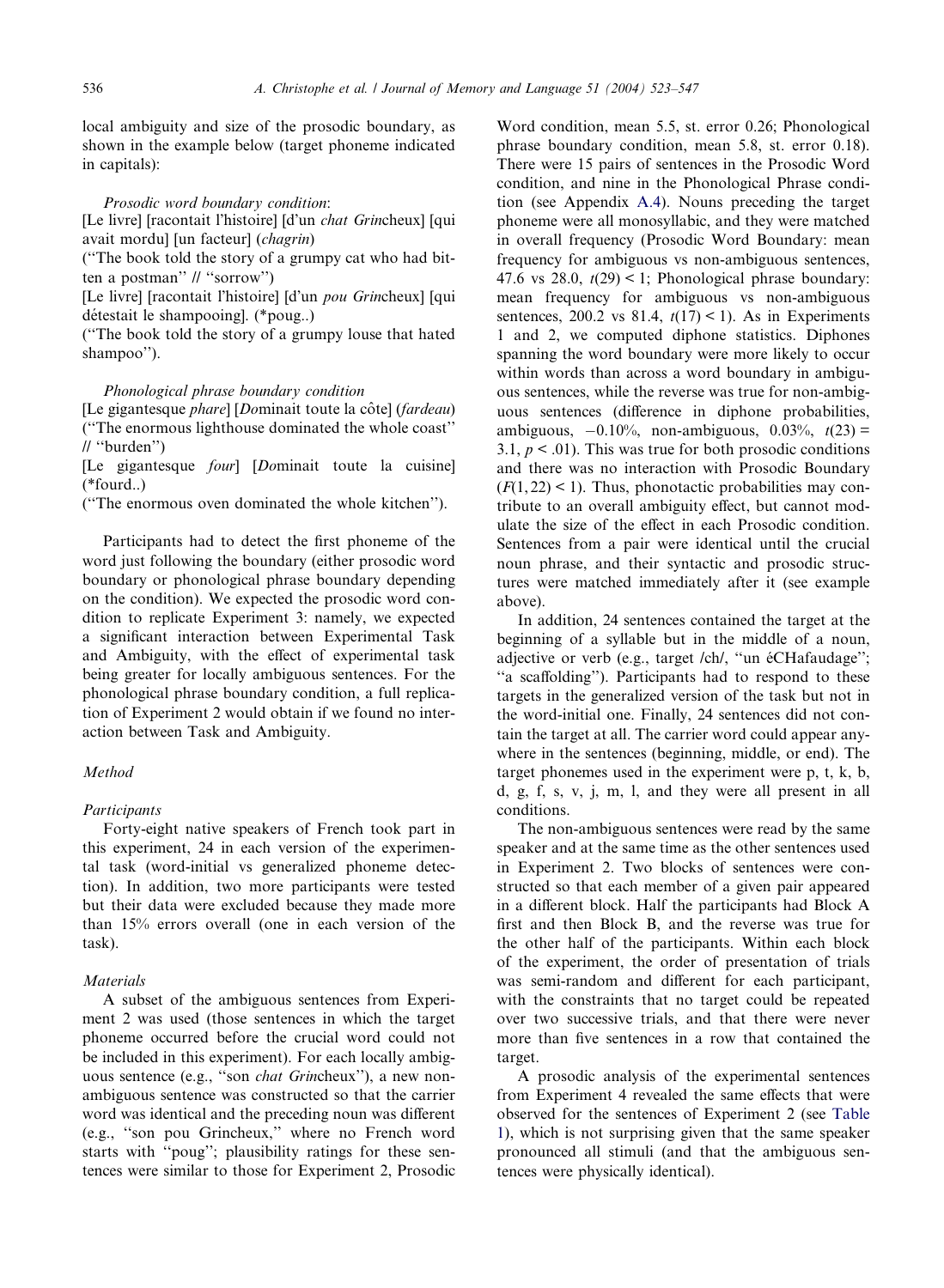local ambiguity and size of the prosodic boundary, as shown in the example below (target phoneme indicated in capitals):

*Prosodic word boundary condition*:
[Le livre] [racontait l'histoire] [d'un *chat Grin*cheux] [qui avait mordu] [un facteur] (*chagrin*)
("The book told the story of a grumpy cat who had bitten a postman" // "sorrow")
[Le livre] [racontait l'histoire] [d'un *pou Grin*cheux] [qui détestait le shampooing]. (*poug..)
("The book told the story of a grumpy louse that hated shampoo").

*Phonological phrase boundary condition*
[Le gigantesque *phare*] [*Do*minait toute la côte] (*fardeau*)
("The enormous lighthouse dominated the whole coast" // "burden")
[Le gigantesque *four*] [*Do*minait toute la cuisine] (*fourd..)
("The enormous oven dominated the whole kitchen").

Participants had to detect the first phoneme of the word just following the boundary (either prosodic word boundary or phonological phrase boundary depending on the condition). We expected the prosodic word condition to replicate Experiment 3: namely, we expected a significant interaction between Experimental Task and Ambiguity, with the effect of experimental task being greater for locally ambiguous sentences. For the phonological phrase boundary condition, a full replication of Experiment 2 would obtain if we found no interaction between Task and Ambiguity.

### Method

#### Participants

Forty-eight native speakers of French took part in this experiment, 24 in each version of the experimental task (word-initial vs generalized phoneme detection). In addition, two more participants were tested but their data were excluded because they made more than 15% errors overall (one in each version of the task).

#### Materials

A subset of the ambiguous sentences from Experiment 2 was used (those sentences in which the target phoneme occurred before the crucial word could not be included in this experiment). For each locally ambiguous sentence (e.g., "son *chat Grin*cheux"), a new non-ambiguous sentence was constructed so that the carrier word was identical and the preceding noun was different (e.g., "son pou Grincheux," where no French word starts with "poug"; plausibility ratings for these sentences were similar to those for Experiment 2, Prosodic Word condition, mean 5.5, st. error 0.26; Phonological phrase boundary condition, mean 5.8, st. error 0.18). There were 15 pairs of sentences in the Prosodic Word condition, and nine in the Phonological Phrase condition (see Appendix A.4). Nouns preceding the target phoneme were all monosyllabic, and they were matched in overall frequency (Prosodic Word Boundary: mean frequency for ambiguous vs non-ambiguous sentences, 47.6 vs 28.0, $t(29) < 1$; Phonological phrase boundary: mean frequency for ambiguous vs non-ambiguous sentences, 200.2 vs 81.4, $t(17) < 1$). As in Experiments 1 and 2, we computed diphone statistics. Diphones spanning the word boundary were more likely to occur within words than across a word boundary in ambiguous sentences, while the reverse was true for non-ambiguous sentences (difference in diphone probabilities, ambiguous, −0.10%, non-ambiguous, 0.03%, $t(23) = 3.1$, $p < .01$). This was true for both prosodic conditions and there was no interaction with Prosodic Boundary ($F(1,22) < 1$). Thus, phonotactic probabilities may contribute to an overall ambiguity effect, but cannot modulate the size of the effect in each Prosodic condition. Sentences from a pair were identical until the crucial noun phrase, and their syntactic and prosodic structures were matched immediately after it (see example above).

In addition, 24 sentences contained the target at the beginning of a syllable but in the middle of a noun, adjective or verb (e.g., target /ch/, "un éCHafaudage"; "a scaffolding"). Participants had to respond to these targets in the generalized version of the task but not in the word-initial one. Finally, 24 sentences did not contain the target at all. The carrier word could appear anywhere in the sentences (beginning, middle, or end). The target phonemes used in the experiment were p, t, k, b, d, g, f, s, v, j, m, l, and they were all present in all conditions.

The non-ambiguous sentences were read by the same speaker and at the same time as the other sentences used in Experiment 2. Two blocks of sentences were constructed so that each member of a given pair appeared in a different block. Half the participants had Block A first and then Block B, and the reverse was true for the other half of the participants. Within each block of the experiment, the order of presentation of trials was semi-random and different for each participant, with the constraints that no target could be repeated over two successive trials, and that there were never more than five sentences in a row that contained the target.

A prosodic analysis of the experimental sentences from Experiment 4 revealed the same effects that were observed for the sentences of Experiment 2 (see Table 1), which is not surprising given that the same speaker pronounced all stimuli (and that the ambiguous sentences were physically identical).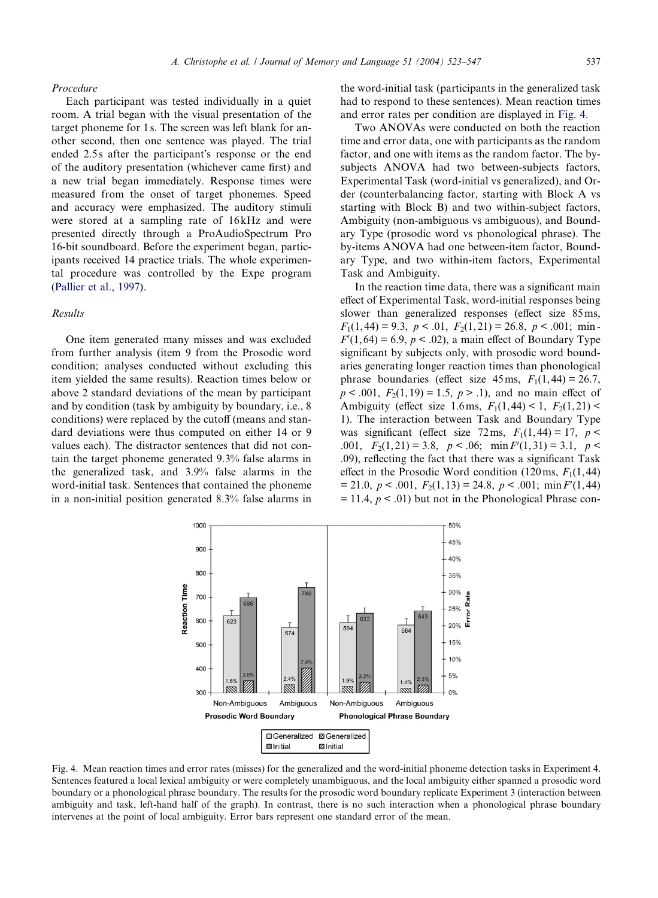### *Procedure*

Each participant was tested individually in a quiet room. A trial began with the visual presentation of the target phoneme for 1 s. The screen was left blank for another second, then one sentence was played. The trial ended 2.5 s after the participant's response or the end of the auditory presentation (whichever came first) and a new trial began immediately. Response times were measured from the onset of target phonemes. Speed and accuracy were emphasized. The auditory stimuli were stored at a sampling rate of 16 kHz and were presented directly through a ProAudioSpectrum Pro 16-bit soundboard. Before the experiment began, participants received 14 practice trials. The whole experimental procedure was controlled by the Expe program (Pallier et al., 1997).

### *Results*

One item generated many misses and was excluded from further analysis (item 9 from the Prosodic word condition; analyses conducted without excluding this item yielded the same results). Reaction times below or above 2 standard deviations of the mean by participant and by condition (task by ambiguity by boundary, i.e., 8 conditions) were replaced by the cutoff (means and standard deviations were thus computed on either 14 or 9 values each). The distractor sentences that did not contain the target phoneme generated 9.3% false alarms in the generalized task, and 3.9% false alarms in the word-initial task. Sentences that contained the phoneme in a non-initial position generated 8.3% false alarms in the word-initial task (participants in the generalized task had to respond to these sentences). Mean reaction times and error rates per condition are displayed in Fig. 4.

Two ANOVAs were conducted on both the reaction time and error data, one with participants as the random factor, and one with items as the random factor. The by-subjects ANOVA had two between-subjects factors, Experimental Task (word-initial vs generalized), and Order (counterbalancing factor, starting with Block A vs starting with Block B) and two within-subject factors, Ambiguity (non-ambiguous vs ambiguous), and Boundary Type (prosodic word vs phonological phrase). The by-items ANOVA had one between-item factor, Boundary Type, and two within-item factors, Experimental Task and Ambiguity.

In the reaction time data, there was a significant main effect of Experimental Task, word-initial responses being slower than generalized responses (effect size 85 ms, $F_1(1,44) = 9.3$, $p < .01$, $F_2(1,21) = 26.8$, $p < .001$; min-$F'(1,64) = 6.9$, $p < .02$), a main effect of Boundary Type significant by subjects only, with prosodic word boundaries generating longer reaction times than phonological phrase boundaries (effect size 45 ms, $F_1(1,44) = 26.7$, $p < .001$, $F_2(1,19) = 1.5$, $p > .1$), and no main effect of Ambiguity (effect size 1.6 ms, $F_1(1,44) < 1$, $F_2(1,21) < 1$). The interaction between Task and Boundary Type was significant (effect size 72 ms, $F_1(1,44) = 17$, $p < .001$, $F_2(1,21) = 3.8$, $p < .06$; $\min F'(1,31) = 3.1$, $p < .09$), reflecting the fact that there was a significant Task effect in the Prosodic Word condition (120 ms, $F_1(1,44) = 21.0$, $p < .001$, $F_2(1,13) = 24.8$, $p < .001$; $\min F'(1,44) = 11.4$, $p < .01$) but not in the Phonological Phrase con-

Fig. 4. Mean reaction times and error rates (misses) for the generalized and the word-initial phoneme detection tasks in Experiment 4. Sentences featured a local lexical ambiguity or were completely unambiguous, and the local ambiguity either spanned a prosodic word boundary or a phonological phrase boundary. The results for the prosodic word boundary replicate Experiment 3 (interaction between ambiguity and task, left-hand half of the graph). In contrast, there is no such interaction when a phonological phrase boundary intervenes at the point of local ambiguity. Error bars represent one standard error of the mean.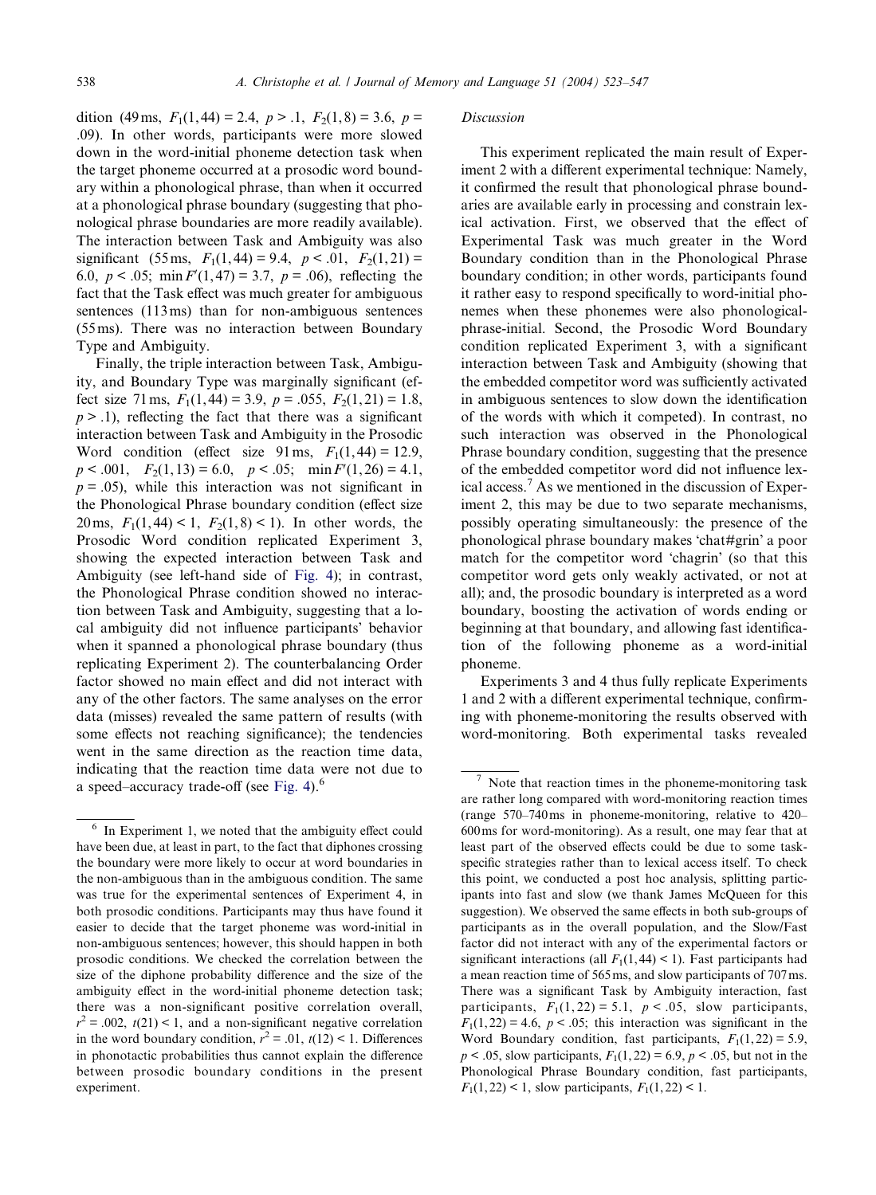dition (49 ms, $F_1(1,44) = 2.4$, $p > .1$, $F_2(1,8) = 3.6$, $p = .09$). In other words, participants were more slowed down in the word-initial phoneme detection task when the target phoneme occurred at a prosodic word boundary within a phonological phrase, than when it occurred at a phonological phrase boundary (suggesting that phonological phrase boundaries are more readily available). The interaction between Task and Ambiguity was also significant (55 ms, $F_1(1,44) = 9.4$, $p < .01$, $F_2(1,21) = 6.0$, $p < .05$; $\min F'(1,47) = 3.7$, $p = .06$), reflecting the fact that the Task effect was much greater for ambiguous sentences (113 ms) than for non-ambiguous sentences (55 ms). There was no interaction between Boundary Type and Ambiguity.

Finally, the triple interaction between Task, Ambiguity, and Boundary Type was marginally significant (effect size 71 ms, $F_1(1,44) = 3.9$, $p = .055$, $F_2(1,21) = 1.8$, $p > .1$), reflecting the fact that there was a significant interaction between Task and Ambiguity in the Prosodic Word condition (effect size 91 ms, $F_1(1,44) = 12.9$, $p < .001$, $F_2(1,13) = 6.0$, $p < .05$; $\min F'(1,26) = 4.1$, $p = .05$), while this interaction was not significant in the Phonological Phrase boundary condition (effect size 20 ms, $F_1(1,44) < 1$, $F_2(1,8) < 1$). In other words, the Prosodic Word condition replicated Experiment 3, showing the expected interaction between Task and Ambiguity (see left-hand side of Fig. 4); in contrast, the Phonological Phrase condition showed no interaction between Task and Ambiguity, suggesting that a local ambiguity did not influence participants' behavior when it spanned a phonological phrase boundary (thus replicating Experiment 2). The counterbalancing Order factor showed no main effect and did not interact with any of the other factors. The same analyses on the error data (misses) revealed the same pattern of results (with some effects not reaching significance); the tendencies went in the same direction as the reaction time data, indicating that the reaction time data were not due to a speed–accuracy trade-off (see Fig. 4).[6]

*Discussion*

This experiment replicated the main result of Experiment 2 with a different experimental technique: Namely, it confirmed the result that phonological phrase boundaries are available early in processing and constrain lexical activation. First, we observed that the effect of Experimental Task was much greater in the Word Boundary condition than in the Phonological Phrase boundary condition; in other words, participants found it rather easy to respond specifically to word-initial phonemes when these phonemes were also phonological-phrase-initial. Second, the Prosodic Word Boundary condition replicated Experiment 3, with a significant interaction between Task and Ambiguity (showing that the embedded competitor word was sufficiently activated in ambiguous sentences to slow down the identification of the words with which it competed). In contrast, no such interaction was observed in the Phonological Phrase boundary condition, suggesting that the presence of the embedded competitor word did not influence lexical access.[7] As we mentioned in the discussion of Experiment 2, this may be due to two separate mechanisms, possibly operating simultaneously: the presence of the phonological phrase boundary makes 'chat#grin' a poor match for the competitor word 'chagrin' (so that this competitor word gets only weakly activated, or not at all); and, the prosodic boundary is interpreted as a word boundary, boosting the activation of words ending or beginning at that boundary, and allowing fast identification of the following phoneme as a word-initial phoneme.

Experiments 3 and 4 thus fully replicate Experiments 1 and 2 with a different experimental technique, confirming with phoneme-monitoring the results observed with word-monitoring. Both experimental tasks revealed

---

[6] In Experiment 1, we noted that the ambiguity effect could have been due, at least in part, to the fact that diphones crossing the boundary were more likely to occur at word boundaries in the non-ambiguous than in the ambiguous condition. The same was true for the experimental sentences of Experiment 4, in both prosodic conditions. Participants may thus have found it easier to decide that the target phoneme was word-initial in non-ambiguous sentences; however, this should happen in both prosodic conditions. We checked the correlation between the size of the diphone probability difference and the size of the ambiguity effect in the word-initial phoneme detection task; there was a non-significant positive correlation overall, $r^2 = .002$, $t(21) < 1$, and a non-significant negative correlation in the word boundary condition, $r^2 = .01$, $t(12) < 1$. Differences in phonotactic probabilities thus cannot explain the difference between prosodic boundary conditions in the present experiment.

[7] Note that reaction times in the phoneme-monitoring task are rather long compared with word-monitoring reaction times (range 570–740 ms in phoneme-monitoring, relative to 420–600 ms for word-monitoring). As a result, one may fear that at least part of the observed effects could be due to some task-specific strategies rather than to lexical access itself. To check this point, we conducted a post hoc analysis, splitting participants into fast and slow (we thank James McQueen for this suggestion). We observed the same effects in both sub-groups of participants as in the overall population, and the Slow/Fast factor did not interact with any of the experimental factors or significant interactions (all $F_1(1,44) < 1$). Fast participants had a mean reaction time of 565 ms, and slow participants of 707 ms. There was a significant Task by Ambiguity interaction, fast participants, $F_1(1,22) = 5.1$, $p < .05$, slow participants, $F_1(1,22) = 4.6$, $p < .05$; this interaction was significant in the Word Boundary condition, fast participants, $F_1(1,22) = 5.9$, $p < .05$, slow participants, $F_1(1,22) = 6.9$, $p < .05$, but not in the Phonological Phrase Boundary condition, fast participants, $F_1(1,22) < 1$, slow participants, $F_1(1,22) < 1$.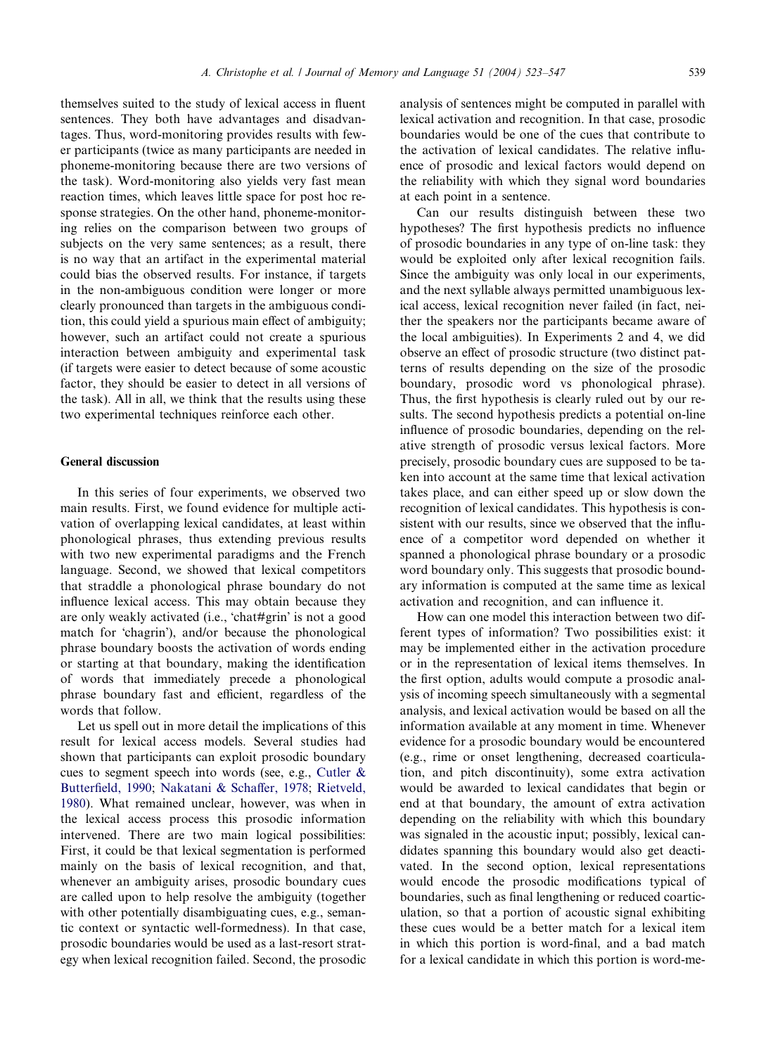themselves suited to the study of lexical access in fluent sentences. They both have advantages and disadvantages. Thus, word-monitoring provides results with fewer participants (twice as many participants are needed in phoneme-monitoring because there are two versions of the task). Word-monitoring also yields very fast mean reaction times, which leaves little space for post hoc response strategies. On the other hand, phoneme-monitoring relies on the comparison between two groups of subjects on the very same sentences; as a result, there is no way that an artifact in the experimental material could bias the observed results. For instance, if targets in the non-ambiguous condition were longer or more clearly pronounced than targets in the ambiguous condition, this could yield a spurious main effect of ambiguity; however, such an artifact could not create a spurious interaction between ambiguity and experimental task (if targets were easier to detect because of some acoustic factor, they should be easier to detect in all versions of the task). All in all, we think that the results using these two experimental techniques reinforce each other.

## General discussion

In this series of four experiments, we observed two main results. First, we found evidence for multiple activation of overlapping lexical candidates, at least within phonological phrases, thus extending previous results with two new experimental paradigms and the French language. Second, we showed that lexical competitors that straddle a phonological phrase boundary do not influence lexical access. This may obtain because they are only weakly activated (i.e., 'chat#grin' is not a good match for 'chagrin'), and/or because the phonological phrase boundary boosts the activation of words ending or starting at that boundary, making the identification of words that immediately precede a phonological phrase boundary fast and efficient, regardless of the words that follow.

Let us spell out in more detail the implications of this result for lexical access models. Several studies had shown that participants can exploit prosodic boundary cues to segment speech into words (see, e.g., Cutler & Butterfield, 1990; Nakatani & Schaffer, 1978; Rietveld, 1980). What remained unclear, however, was when in the lexical access process this prosodic information intervened. There are two main logical possibilities: First, it could be that lexical segmentation is performed mainly on the basis of lexical recognition, and that, whenever an ambiguity arises, prosodic boundary cues are called upon to help resolve the ambiguity (together with other potentially disambiguating cues, e.g., semantic context or syntactic well-formedness). In that case, prosodic boundaries would be used as a last-resort strategy when lexical recognition failed. Second, the prosodic analysis of sentences might be computed in parallel with lexical activation and recognition. In that case, prosodic boundaries would be one of the cues that contribute to the activation of lexical candidates. The relative influence of prosodic and lexical factors would depend on the reliability with which they signal word boundaries at each point in a sentence.

Can our results distinguish between these two hypotheses? The first hypothesis predicts no influence of prosodic boundaries in any type of on-line task: they would be exploited only after lexical recognition fails. Since the ambiguity was only local in our experiments, and the next syllable always permitted unambiguous lexical access, lexical recognition never failed (in fact, neither the speakers nor the participants became aware of the local ambiguities). In Experiments 2 and 4, we did observe an effect of prosodic structure (two distinct patterns of results depending on the size of the prosodic boundary, prosodic word vs phonological phrase). Thus, the first hypothesis is clearly ruled out by our results. The second hypothesis predicts a potential on-line influence of prosodic boundaries, depending on the relative strength of prosodic versus lexical factors. More precisely, prosodic boundary cues are supposed to be taken into account at the same time that lexical activation takes place, and can either speed up or slow down the recognition of lexical candidates. This hypothesis is consistent with our results, since we observed that the influence of a competitor word depended on whether it spanned a phonological phrase boundary or a prosodic word boundary only. This suggests that prosodic boundary information is computed at the same time as lexical activation and recognition, and can influence it.

How can one model this interaction between two different types of information? Two possibilities exist: it may be implemented either in the activation procedure or in the representation of lexical items themselves. In the first option, adults would compute a prosodic analysis of incoming speech simultaneously with a segmental analysis, and lexical activation would be based on all the information available at any moment in time. Whenever evidence for a prosodic boundary would be encountered (e.g., rime or onset lengthening, decreased coarticulation, and pitch discontinuity), some extra activation would be awarded to lexical candidates that begin or end at that boundary, the amount of extra activation depending on the reliability with which this boundary was signaled in the acoustic input; possibly, lexical candidates spanning this boundary would also get deactivated. In the second option, lexical representations would encode the prosodic modifications typical of boundaries, such as final lengthening or reduced coarticulation, so that a portion of acoustic signal exhibiting these cues would be a better match for a lexical item in which this portion is word-final, and a bad match for a lexical candidate in which this portion is word-me-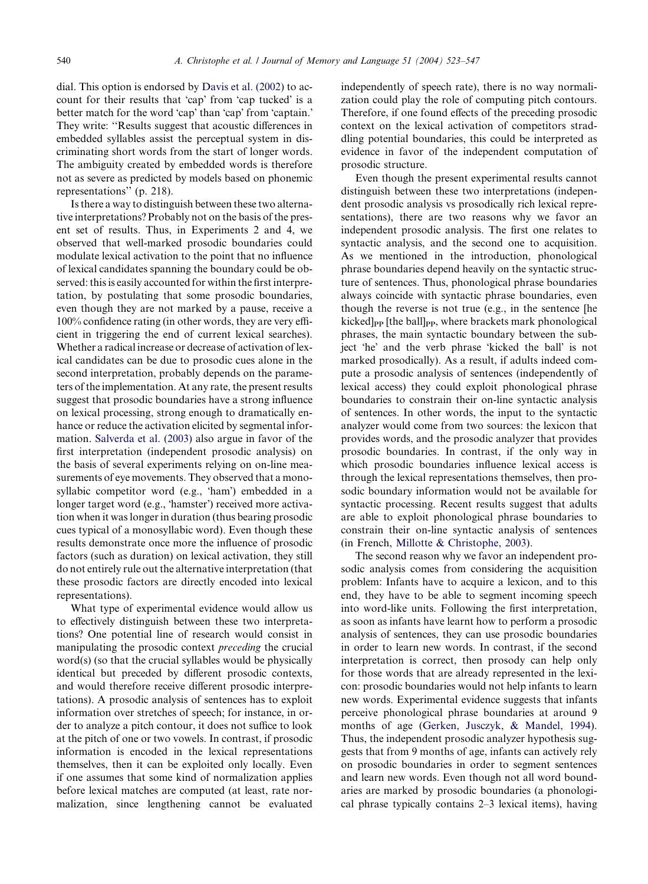dial. This option is endorsed by Davis et al. (2002) to account for their results that 'cap' from 'cap tucked' is a better match for the word 'cap' than 'cap' from 'captain.' They write: ''Results suggest that acoustic differences in embedded syllables assist the perceptual system in discriminating short words from the start of longer words. The ambiguity created by embedded words is therefore not as severe as predicted by models based on phonemic representations'' (p. 218).

Is there a way to distinguish between these two alternative interpretations? Probably not on the basis of the present set of results. Thus, in Experiments 2 and 4, we observed that well-marked prosodic boundaries could modulate lexical activation to the point that no influence of lexical candidates spanning the boundary could be observed: this is easily accounted for within the first interpretation, by postulating that some prosodic boundaries, even though they are not marked by a pause, receive a 100% confidence rating (in other words, they are very efficient in triggering the end of current lexical searches). Whether a radical increase or decrease of activation of lexical candidates can be due to prosodic cues alone in the second interpretation, probably depends on the parameters of the implementation. At any rate, the present results suggest that prosodic boundaries have a strong influence on lexical processing, strong enough to dramatically enhance or reduce the activation elicited by segmental information. Salverda et al. (2003) also argue in favor of the first interpretation (independent prosodic analysis) on the basis of several experiments relying on on-line measurements of eye movements. They observed that a monosyllabic competitor word (e.g., 'ham') embedded in a longer target word (e.g., 'hamster') received more activation when it was longer in duration (thus bearing prosodic cues typical of a monosyllabic word). Even though these results demonstrate once more the influence of prosodic factors (such as duration) on lexical activation, they still do not entirely rule out the alternative interpretation (that these prosodic factors are directly encoded into lexical representations).

What type of experimental evidence would allow us to effectively distinguish between these two interpretations? One potential line of research would consist in manipulating the prosodic context *preceding* the crucial word(s) (so that the crucial syllables would be physically identical but preceded by different prosodic contexts, and would therefore receive different prosodic interpretations). A prosodic analysis of sentences has to exploit information over stretches of speech; for instance, in order to analyze a pitch contour, it does not suffice to look at the pitch of one or two vowels. In contrast, if prosodic information is encoded in the lexical representations themselves, then it can be exploited only locally. Even if one assumes that some kind of normalization applies before lexical matches are computed (at least, rate normalization, since lengthening cannot be evaluated independently of speech rate), there is no way normalization could play the role of computing pitch contours. Therefore, if one found effects of the preceding prosodic context on the lexical activation of competitors straddling potential boundaries, this could be interpreted as evidence in favor of the independent computation of prosodic structure.

Even though the present experimental results cannot distinguish between these two interpretations (independent prosodic analysis vs prosodically rich lexical representations), there are two reasons why we favor an independent prosodic analysis. The first one relates to syntactic analysis, and the second one to acquisition. As we mentioned in the introduction, phonological phrase boundaries depend heavily on the syntactic structure of sentences. Thus, phonological phrase boundaries always coincide with syntactic phrase boundaries, even though the reverse is not true (e.g., in the sentence [he kicked]$_{PP}$ [the ball]$_{PP}$, where brackets mark phonological phrases, the main syntactic boundary between the subject 'he' and the verb phrase 'kicked the ball' is not marked prosodically). As a result, if adults indeed compute a prosodic analysis of sentences (independently of lexical access) they could exploit phonological phrase boundaries to constrain their on-line syntactic analysis of sentences. In other words, the input to the syntactic analyzer would come from two sources: the lexicon that provides words, and the prosodic analyzer that provides prosodic boundaries. In contrast, if the only way in which prosodic boundaries influence lexical access is through the lexical representations themselves, then prosodic boundary information would not be available for syntactic processing. Recent results suggest that adults are able to exploit phonological phrase boundaries to constrain their on-line syntactic analysis of sentences (in French, Millotte & Christophe, 2003).

The second reason why we favor an independent prosodic analysis comes from considering the acquisition problem: Infants have to acquire a lexicon, and to this end, they have to be able to segment incoming speech into word-like units. Following the first interpretation, as soon as infants have learnt how to perform a prosodic analysis of sentences, they can use prosodic boundaries in order to learn new words. In contrast, if the second interpretation is correct, then prosody can help only for those words that are already represented in the lexicon: prosodic boundaries would not help infants to learn new words. Experimental evidence suggests that infants perceive phonological phrase boundaries at around 9 months of age (Gerken, Jusczyk, & Mandel, 1994). Thus, the independent prosodic analyzer hypothesis suggests that from 9 months of age, infants can actively rely on prosodic boundaries in order to segment sentences and learn new words. Even though not all word boundaries are marked by prosodic boundaries (a phonological phrase typically contains 2–3 lexical items), having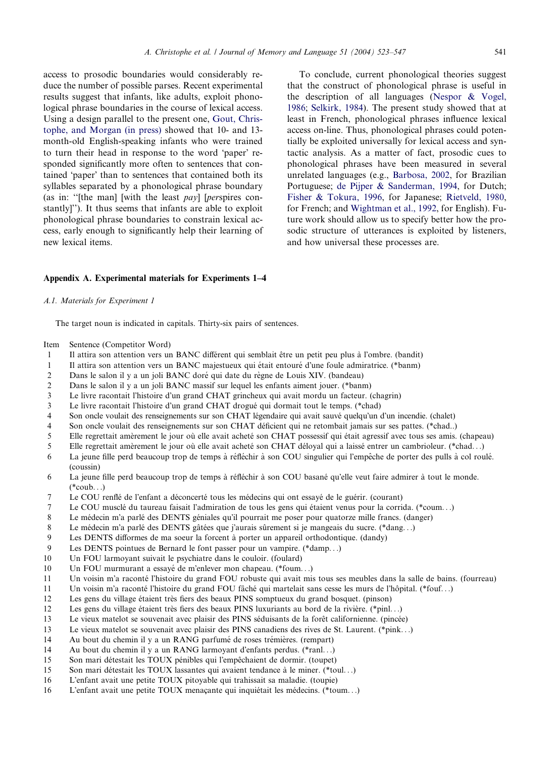access to prosodic boundaries would considerably reduce the number of possible parses. Recent experimental results suggest that infants, like adults, exploit phonological phrase boundaries in the course of lexical access. Using a design parallel to the present one, Gout, Christophe, and Morgan (in press) showed that 10- and 13-month-old English-speaking infants who were trained to turn their head in response to the word 'paper' responded significantly more often to sentences that contained 'paper' than to sentences that contained both its syllables separated by a phonological phrase boundary (as in: "[the man] [with the least *pay*] [*per*spires constantly]"). It thus seems that infants are able to exploit phonological phrase boundaries to constrain lexical access, early enough to significantly help their learning of new lexical items.

To conclude, current phonological theories suggest that the construct of phonological phrase is useful in the description of all languages (Nespor & Vogel, 1986; Selkirk, 1984). The present study showed that at least in French, phonological phrases influence lexical access on-line. Thus, phonological phrases could potentially be exploited universally for lexical access and syntactic analysis. As a matter of fact, prosodic cues to phonological phrases have been measured in several unrelated languages (e.g., Barbosa, 2002, for Brazilian Portuguese; de Pijper & Sanderman, 1994, for Dutch; Fisher & Tokura, 1996, for Japanese; Rietveld, 1980, for French; and Wightman et al., 1992, for English). Future work should allow us to specify better how the prosodic structure of utterances is exploited by listeners, and how universal these processes are.

## Appendix A. Experimental materials for Experiments 1–4

### *A.1. Materials for Experiment 1*

The target noun is indicated in capitals. Thirty-six pairs of sentences.

| Item | Sentence (Competitor Word) |
|---|---|
| 1 | Il attira son attention vers un BANC différent qui semblait être un petit peu plus à l'ombre. (bandit) |
| 1 | Il attira son attention vers un BANC majestueux qui était entouré d'une foule admiratrice. (*banm) |
| 2 | Dans le salon il y a un joli BANC doré qui date du règne de Louis XIV. (bandeau) |
| 2 | Dans le salon il y a un joli BANC massif sur lequel les enfants aiment jouer. (*banm) |
| 3 | Le livre racontait l'histoire d'un grand CHAT grincheux qui avait mordu un facteur. (chagrin) |
| 3 | Le livre racontait l'histoire d'un grand CHAT drogué qui dormait tout le temps. (*chad) |
| 4 | Son oncle voulait des renseignements sur son CHAT légendaire qui avait sauvé quelqu'un d'un incendie. (chalet) |
| 4 | Son oncle voulait des renseignements sur son CHAT déficient qui ne retombait jamais sur ses pattes. (*chad..) |
| 5 | Elle regrettait amèrement le jour où elle avait acheté son CHAT possessif qui était agressif avec tous ses amis. (chapeau) |
| 5 | Elle regrettait amèrement le jour où elle avait acheté son CHAT déloyal qui a laissé entrer un cambrioleur. (*chad…) |
| 6 | La jeune fille perd beaucoup trop de temps à réfléchir à son COU singulier qui l'empêche de porter des pulls à col roulé. (coussin) |
| 6 | La jeune fille perd beaucoup trop de temps à réfléchir à son COU basané qu'elle veut faire admirer à tout le monde. (*coub…) |
| 7 | Le COU renflé de l'enfant a déconcerté tous les médecins qui ont essayé de le guérir. (courant) |
| 7 | Le COU musclé du taureau faisait l'admiration de tous les gens qui étaient venus pour la corrida. (*coum…) |
| 8 | Le médecin m'a parlé des DENTS géniales qu'il pourrait me poser pour quatorze mille francs. (danger) |
| 8 | Le médecin m'a parlé des DENTS gâtées que j'aurais sûrement si je mangeais du sucre. (*dang…) |
| 9 | Les DENTS difformes de ma soeur la forcent à porter un appareil orthodontique. (dandy) |
| 9 | Les DENTS pointues de Bernard le font passer pour un vampire. (*damp…) |
| 10 | Un FOU larmoyant suivait le psychiatre dans le couloir. (foulard) |
| 10 | Un FOU murmurant a essayé de m'enlever mon chapeau. (*foum…) |
| 11 | Un voisin m'a raconté l'histoire du grand FOU robuste qui avait mis tous ses meubles dans la salle de bains. (fourreau) |
| 11 | Un voisin m'a raconté l'histoire du grand FOU fâché qui martelait sans cesse les murs de l'hôpital. (*fouf…) |
| 12 | Les gens du village étaient très fiers des beaux PINS somptueux du grand bosquet. (pinson) |
| 12 | Les gens du village étaient très fiers des beaux PINS luxuriants au bord de la rivière. (*pinl…) |
| 13 | Le vieux matelot se souvenait avec plaisir des PINS séduisants de la forêt californienne. (pincée) |
| 13 | Le vieux matelot se souvenait avec plaisir des PINS canadiens des rives de St. Laurent. (*pink…) |
| 14 | Au bout du chemin il y a un RANG parfumé de roses trémières. (rempart) |
| 14 | Au bout du chemin il y a un RANG larmoyant d'enfants perdus. (*ranl…) |
| 15 | Son mari détestait les TOUX pénibles qui l'empêchaient de dormir. (toupet) |
| 15 | Son mari détestait les TOUX lassantes qui avaient tendance à le miner. (*toul…) |
| 16 | L'enfant avait une petite TOUX pitoyable qui trahissait sa maladie. (toupie) |
| 16 | L'enfant avait une petite TOUX menaçante qui inquiétait les médecins. (*toum…) |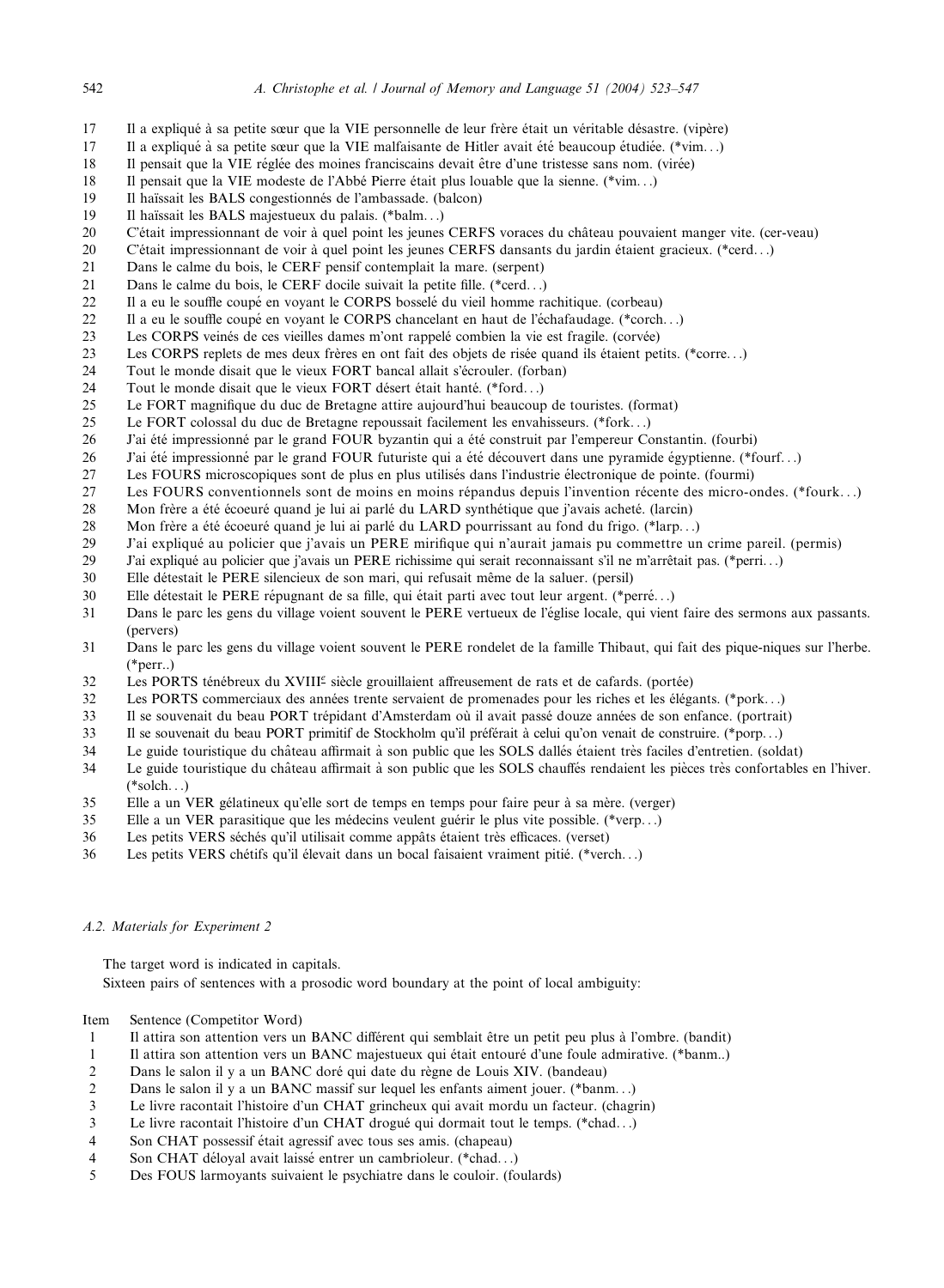17 Il a expliqué à sa petite sœur que la VIE personnelle de leur frère était un véritable désastre. (vipère)
17 Il a expliqué à sa petite sœur que la VIE malfaisante de Hitler avait été beaucoup étudiée. (*vim…)
18 Il pensait que la VIE réglée des moines franciscains devait être d'une tristesse sans nom. (virée)
18 Il pensait que la VIE modeste de l'Abbé Pierre était plus louable que la sienne. (*vim…)
19 Il haïssait les BALS congestionnés de l'ambassade. (balcon)
19 Il haïssait les BALS majestueux du palais. (*balm…)
20 C'était impressionnant de voir à quel point les jeunes CERFS voraces du château pouvaient manger vite. (cer-veau)
20 C'était impressionnant de voir à quel point les jeunes CERFS dansants du jardin étaient gracieux. (*cerd…)
21 Dans le calme du bois, le CERF pensif contemplait la mare. (serpent)
21 Dans le calme du bois, le CERF docile suivait la petite fille. (*cerd…)
22 Il a eu le souffle coupé en voyant le CORPS bosselé du vieil homme rachitique. (corbeau)
22 Il a eu le souffle coupé en voyant le CORPS chancelant en haut de l'échafaudage. (*corch…)
23 Les CORPS veinés de ces vieilles dames m'ont rappelé combien la vie est fragile. (corvée)
23 Les CORPS replets de mes deux frères en ont fait des objets de risée quand ils étaient petits. (*corre…)
24 Tout le monde disait que le vieux FORT bancal allait s'écrouler. (forban)
24 Tout le monde disait que le vieux FORT désert était hanté. (*ford…)
25 Le FORT magnifique du duc de Bretagne attire aujourd'hui beaucoup de touristes. (format)
25 Le FORT colossal du duc de Bretagne repoussait facilement les envahisseurs. (*fork…)
26 J'ai été impressionné par le grand FOUR byzantin qui a été construit par l'empereur Constantin. (fourbi)
26 J'ai été impressionné par le grand FOUR futuriste qui a été découvert dans une pyramide égyptienne. (*fourf…)
27 Les FOURS microscopiques sont de plus en plus utilisés dans l'industrie électronique de pointe. (fourmi)
27 Les FOURS conventionnels sont de moins en moins répandus depuis l'invention récente des micro-ondes. (*fourk…)
28 Mon frère a été écoeuré quand je lui ai parlé du LARD synthétique que j'avais acheté. (larcin)
28 Mon frère a été écoeuré quand je lui ai parlé du LARD pourrissant au fond du frigo. (*larp…)
29 J'ai expliqué au policier que j'avais un PERE mirifique qui n'aurait jamais pu commettre un crime pareil. (permis)
29 J'ai expliqué au policier que j'avais un PERE richissime qui serait reconnaissant s'il ne m'arrêtait pas. (*perri…)
30 Elle détestait le PERE silencieux de son mari, qui refusait même de la saluer. (persil)
30 Elle détestait le PERE répugnant de sa fille, qui était parti avec tout leur argent. (*perré…)
31 Dans le parc les gens du village voient souvent le PERE vertueux de l'église locale, qui vient faire des sermons aux passants. (pervers)
31 Dans le parc les gens du village voient souvent le PERE rondelet de la famille Thibaut, qui fait des pique-niques sur l'herbe. (*perr..)
32 Les PORTS ténébreux du XVIII$^{e}$ siècle grouillaient affreusement de rats et de cafards. (portée)
32 Les PORTS commerciaux des années trente servaient de promenades pour les riches et les élégants. (*pork…)
33 Il se souvenait du beau PORT trépidant d'Amsterdam où il avait passé douze années de son enfance. (portrait)
33 Il se souvenait du beau PORT primitif de Stockholm qu'il préférait à celui qu'on venait de construire. (*porp…)
34 Le guide touristique du château affirmait à son public que les SOLS dallés étaient très faciles d'entretien. (soldat)
34 Le guide touristique du château affirmait à son public que les SOLS chauffés rendaient les pièces très confortables en l'hiver. (*solch…)
35 Elle a un VER gélatineux qu'elle sort de temps en temps pour faire peur à sa mère. (verger)
35 Elle a un VER parasitique que les médecins veulent guérir le plus vite possible. (*verp…)
36 Les petits VERS séchés qu'il utilisait comme appâts étaient très efficaces. (verset)
36 Les petits VERS chétifs qu'il élevait dans un bocal faisaient vraiment pitié. (*verch…)

### A.2. Materials for Experiment 2

The target word is indicated in capitals.

Sixteen pairs of sentences with a prosodic word boundary at the point of local ambiguity:

Item Sentence (Competitor Word)
1 Il attira son attention vers un BANC différent qui semblait être un petit peu plus à l'ombre. (bandit)
1 Il attira son attention vers un BANC majestueux qui était entouré d'une foule admirative. (*banm..)
2 Dans le salon il y a un BANC doré qui date du règne de Louis XIV. (bandeau)
2 Dans le salon il y a un BANC massif sur lequel les enfants aiment jouer. (*banm…)
3 Le livre racontait l'histoire d'un CHAT grincheux qui avait mordu un facteur. (chagrin)
3 Le livre racontait l'histoire d'un CHAT drogué qui dormait tout le temps. (*chad…)
4 Son CHAT possessif était agressif avec tous ses amis. (chapeau)
4 Son CHAT déloyal avait laissé entrer un cambrioleur. (*chad…)
5 Des FOUS larmoyants suivaient le psychiatre dans le couloir. (foulards)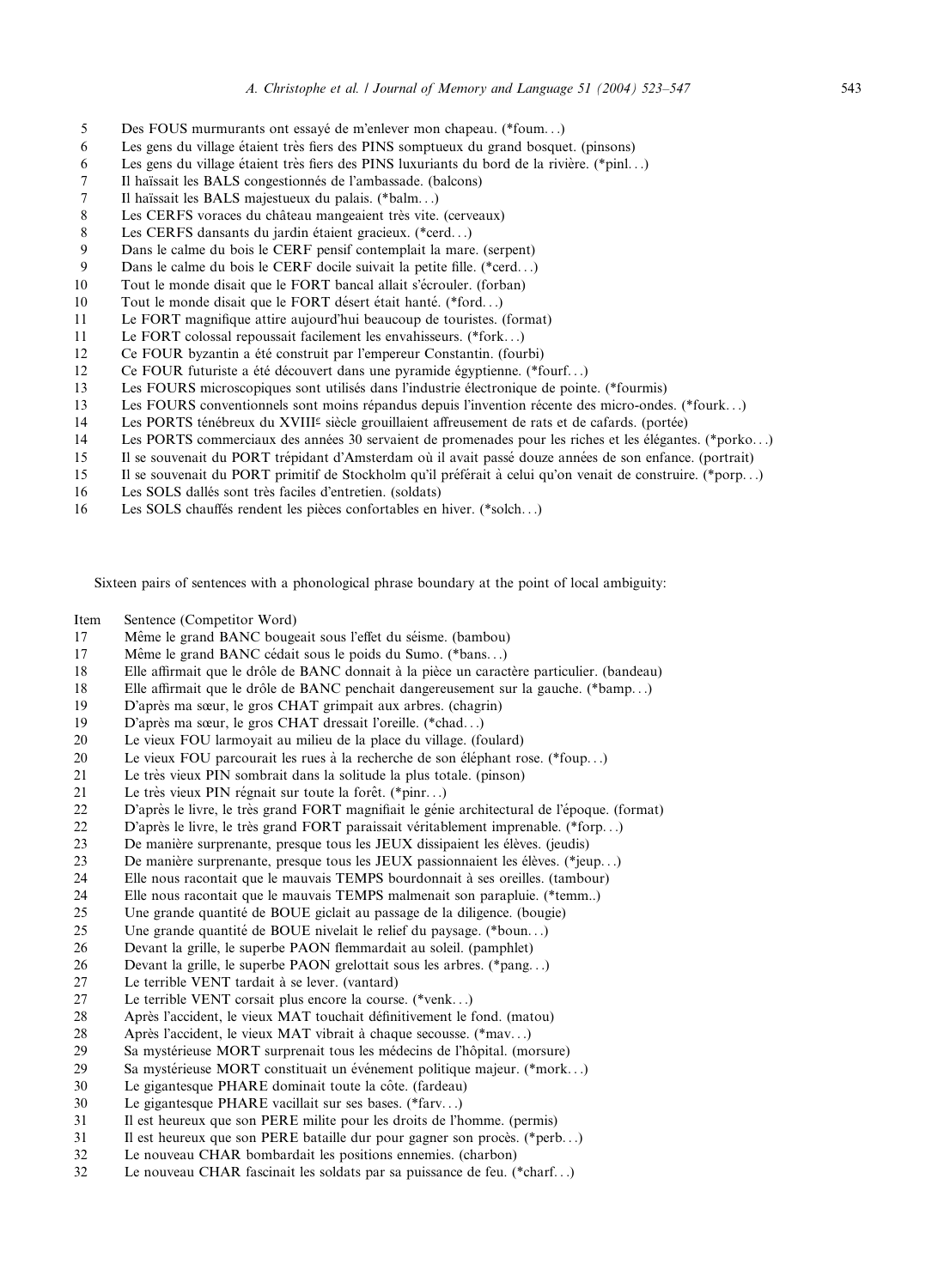| Item | Sentence (Competitor Word) |
|---|---|
| 5 | Des FOUS murmurants ont essayé de m'enlever mon chapeau. (*foum…) |
| 6 | Les gens du village étaient très fiers des PINS somptueux du grand bosquet. (pinsons) |
| 6 | Les gens du village étaient très fiers des PINS luxuriants du bord de la rivière. (*pinl…) |
| 7 | Il haïssait les BALS congestionnés de l'ambassade. (balcons) |
| 7 | Il haïssait les BALS majestueux du palais. (*balm…) |
| 8 | Les CERFS voraces du château mangeaient très vite. (cerveaux) |
| 8 | Les CERFS dansants du jardin étaient gracieux. (*cerd…) |
| 9 | Dans le calme du bois le CERF pensif contemplait la mare. (serpent) |
| 9 | Dans le calme du bois le CERF docile suivait la petite fille. (*cerd…) |
| 10 | Tout le monde disait que le FORT bancal allait s'écrouler. (forban) |
| 10 | Tout le monde disait que le FORT désert était hanté. (*ford…) |
| 11 | Le FORT magnifique attire aujourd'hui beaucoup de touristes. (format) |
| 11 | Le FORT colossal repoussait facilement les envahisseurs. (*fork…) |
| 12 | Ce FOUR byzantin a été construit par l'empereur Constantin. (fourbi) |
| 12 | Ce FOUR futuriste a été découvert dans une pyramide égyptienne. (*fourf…) |
| 13 | Les FOURS microscopiques sont utilisés dans l'industrie électronique de pointe. (*fourmis) |
| 13 | Les FOURS conventionnels sont moins répandus depuis l'invention récente des micro-ondes. (*fourk…) |
| 14 | Les PORTS ténébreux du XVIII[e] siècle grouillaient affreusement de rats et de cafards. (portée) |
| 14 | Les PORTS commerciaux des années 30 servaient de promenades pour les riches et les élégantes. (*porko…) |
| 15 | Il se souvenait du PORT trépidant d'Amsterdam où il avait passé douze années de son enfance. (portrait) |
| 15 | Il se souvenait du PORT primitif de Stockholm qu'il préférait à celui qu'on venait de construire. (*porp…) |
| 16 | Les SOLS dallés sont très faciles d'entretien. (soldats) |
| 16 | Les SOLS chauffés rendent les pièces confortables en hiver. (*solch…) |

Sixteen pairs of sentences with a phonological phrase boundary at the point of local ambiguity:

| Item | Sentence (Competitor Word) |
|---|---|
| 17 | Même le grand BANC bougeait sous l'effet du séisme. (bambou) |
| 17 | Même le grand BANC cédait sous le poids du Sumo. (*bans…) |
| 18 | Elle affirmait que le drôle de BANC donnait à la pièce un caractère particulier. (bandeau) |
| 18 | Elle affirmait que le drôle de BANC penchait dangereusement sur la gauche. (*bamp…) |
| 19 | D'après ma sœur, le gros CHAT grimpait aux arbres. (chagrin) |
| 19 | D'après ma sœur, le gros CHAT dressait l'oreille. (*chad…) |
| 20 | Le vieux FOU larmoyait au milieu de la place du village. (foulard) |
| 20 | Le vieux FOU parcourait les rues à la recherche de son éléphant rose. (*foup…) |
| 21 | Le très vieux PIN sombrait dans la solitude la plus totale. (pinson) |
| 21 | Le très vieux PIN régnait sur toute la forêt. (*pinr…) |
| 22 | D'après le livre, le très grand FORT magnifiait le génie architectural de l'époque. (format) |
| 22 | D'après le livre, le très grand FORT paraissait véritablement imprenable. (*forp…) |
| 23 | De manière surprenante, presque tous les JEUX dissipaient les élèves. (jeudis) |
| 23 | De manière surprenante, presque tous les JEUX passionnaient les élèves. (*jeup…) |
| 24 | Elle nous racontait que le mauvais TEMPS bourdonnait à ses oreilles. (tambour) |
| 24 | Elle nous racontait que le mauvais TEMPS malmenait son parapluie. (*temm..) |
| 25 | Une grande quantité de BOUE giclait au passage de la diligence. (bougie) |
| 25 | Une grande quantité de BOUE nivelait le relief du paysage. (*boun…) |
| 26 | Devant la grille, le superbe PAON flemmardait au soleil. (pamphlet) |
| 26 | Devant la grille, le superbe PAON grelottait sous les arbres. (*pang…) |
| 27 | Le terrible VENT tardait à se lever. (vantard) |
| 27 | Le terrible VENT corsait plus encore la course. (*venk…) |
| 28 | Après l'accident, le vieux MAT touchait définitivement le fond. (matou) |
| 28 | Après l'accident, le vieux MAT vibrait à chaque secousse. (*mav…) |
| 29 | Sa mystérieuse MORT surprenait tous les médecins de l'hôpital. (morsure) |
| 29 | Sa mystérieuse MORT constituait un événement politique majeur. (*mork…) |
| 30 | Le gigantesque PHARE dominait toute la côte. (fardeau) |
| 30 | Le gigantesque PHARE vacillait sur ses bases. (*farv…) |
| 31 | Il est heureux que son PERE milite pour les droits de l'homme. (permis) |
| 31 | Il est heureux que son PERE bataille dur pour gagner son procès. (*perb…) |
| 32 | Le nouveau CHAR bombardait les positions ennemies. (charbon) |
| 32 | Le nouveau CHAR fascinait les soldats par sa puissance de feu. (*charf…) |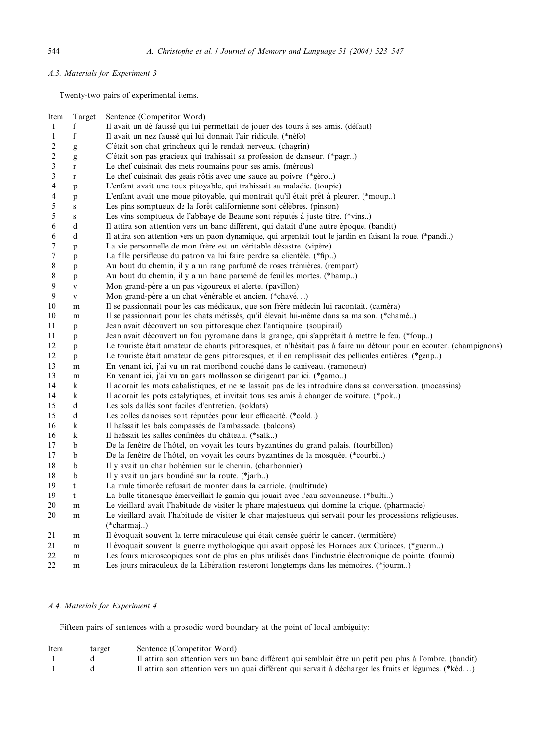### A.3. Materials for Experiment 3

Twenty-two pairs of experimental items.

| Item | Target | Sentence (Competitor Word) |
|---|---|---|
| 1 | f | Il avait un dé faussé qui lui permettait de jouer des tours à ses amis. (défaut) |
| 1 | f | Il avait un nez faussé qui lui donnait l'air ridicule. (*néfo) |
| 2 | g | C'était son chat grincheux qui le rendait nerveux. (chagrin) |
| 2 | g | C'était son pas gracieux qui trahissait sa profession de danseur. (*pagr..) |
| 3 | r | Le chef cuisinait des mets roumains pour ses amis. (mérous) |
| 3 | r | Le chef cuisinait des geais rôtis avec une sauce au poivre. (*gèro..) |
| 4 | p | L'enfant avait une toux pitoyable, qui trahissait sa maladie. (toupie) |
| 4 | p | L'enfant avait une moue pitoyable, qui montrait qu'il était prêt à pleurer. (*moup..) |
| 5 | s | Les pins somptueux de la forêt californienne sont célèbres. (pinson) |
| 5 | s | Les vins somptueux de l'abbaye de Beaune sont réputés à juste titre. (*vins..) |
| 6 | d | Il attira son attention vers un banc différent, qui datait d'une autre époque. (bandit) |
| 6 | d | Il attira son attention vers un paon dynamique, qui arpentait tout le jardin en faisant la roue. (*pandi..) |
| 7 | p | La vie personnelle de mon frère est un véritable désastre. (vipère) |
| 7 | p | La fille persifleuse du patron va lui faire perdre sa clientèle. (*fip..) |
| 8 | p | Au bout du chemin, il y a un rang parfumé de roses trémières. (rempart) |
| 8 | p | Au bout du chemin, il y a un banc parsemé de feuilles mortes. (*bamp..) |
| 9 | v | Mon grand-père a un pas vigoureux et alerte. (pavillon) |
| 9 | v | Mon grand-père a un chat vénérable et ancien. (*chavé…) |
| 10 | m | Il se passionnait pour les cas médicaux, que son frère médecin lui racontait. (caméra) |
| 10 | m | Il se passionnait pour les chats métissés, qu'il élevait lui-même dans sa maison. (*chamé..) |
| 11 | p | Jean avait découvert un sou pittoresque chez l'antiquaire. (soupirail) |
| 11 | p | Jean avait découvert un fou pyromane dans la grange, qui s'apprêtait à mettre le feu. (*foup..) |
| 12 | p | Le touriste était amateur de chants pittoresques, et n'hésitait pas à faire un détour pour en écouter. (champignons) |
| 12 | p | Le touriste était amateur de gens pittoresques, et il en remplissait des pellicules entières. (*genp..) |
| 13 | m | En venant ici, j'ai vu un rat moribond couché dans le caniveau. (ramoneur) |
| 13 | m | En venant ici, j'ai vu un gars mollasson se dirigeant par ici. (*gamo..) |
| 14 | k | Il adorait les mots cabalistiques, et ne se lassait pas de les introduire dans sa conversation. (mocassins) |
| 14 | k | Il adorait les pots catalytiques, et invitait tous ses amis à changer de voiture. (*pok..) |
| 15 | d | Les sols dallés sont faciles d'entretien. (soldats) |
| 15 | d | Les colles danoises sont réputées pour leur efficacité. (*cold..) |
| 16 | k | Il haïssait les bals compassés de l'ambassade. (balcons) |
| 16 | k | Il haïssait les salles confinées du château. (*salk..) |
| 17 | b | De la fenêtre de l'hôtel, on voyait les tours byzantines du grand palais. (tourbillon) |
| 17 | b | De la fenêtre de l'hôtel, on voyait les cours byzantines de la mosquée. (*courbi..) |
| 18 | b | Il y avait un char bohémien sur le chemin. (charbonnier) |
| 18 | b | Il y avait un jars boudiné sur la route. (*jarb..) |
| 19 | t | La mule timorée refusait de monter dans la carriole. (multitude) |
| 19 | t | La bulle titanesque émerveillait le gamin qui jouait avec l'eau savonneuse. (*bulti..) |
| 20 | m | Le vieillard avait l'habitude de visiter le phare majestueux qui domine la crique. (pharmacie) |
| 20 | m | Le vieillard avait l'habitude de visiter le char majestueux qui servait pour les processions religieuses. (*charmaj..) |
| 21 | m | Il évoquait souvent la terre miraculeuse qui était censée guérir le cancer. (termitière) |
| 21 | m | Il évoquait souvent la guerre mythologique qui avait opposé les Horaces aux Curiaces. (*guerm..) |
| 22 | m | Les fours microscopiques sont de plus en plus utilisés dans l'industrie électronique de pointe. (foumi) |
| 22 | m | Les jours miraculeux de la Libération resteront longtemps dans les mémoires. (*jourm..) |

### A.4. Materials for Experiment 4

Fifteen pairs of sentences with a prosodic word boundary at the point of local ambiguity:

| Item | target | Sentence (Competitor Word) |
|---|---|---|
| 1 | d | Il attira son attention vers un banc différent qui semblait être un petit peu plus à l'ombre. (bandit) |
| 1 | d | Il attira son attention vers un quai différent qui servait à décharger les fruits et légumes. (*kèd…) |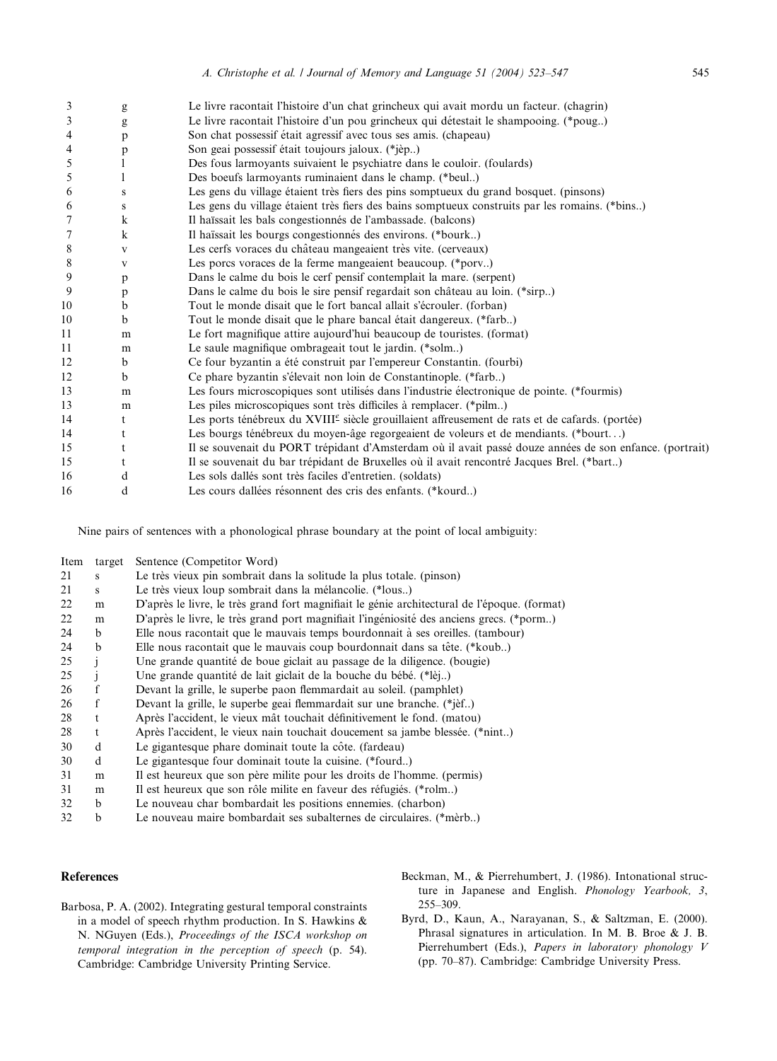| | | |
|---|---|---|
| 3 | g | Le livre racontait l'histoire d'un chat grincheux qui avait mordu un facteur. (chagrin) |
| 3 | g | Le livre racontait l'histoire d'un pou grincheux qui détestait le shampooing. (*poug..) |
| 4 | p | Son chat possessif était agressif avec tous ses amis. (chapeau) |
| 4 | p | Son geai possessif était toujours jaloux. (*jèp..) |
| 5 | l | Des fous larmoyants suivaient le psychiatre dans le couloir. (foulards) |
| 5 | l | Des boeufs larmoyants ruminaient dans le champ. (*beul..) |
| 6 | s | Les gens du village étaient très fiers des pins somptueux du grand bosquet. (pinsons) |
| 6 | s | Les gens du village étaient très fiers des bains somptueux construits par les romains. (*bins..) |
| 7 | k | Il haïssait les bals congestionnés de l'ambassade. (balcons) |
| 7 | k | Il haïssait les bourgs congestionnés des environs. (*bourk..) |
| 8 | v | Les cerfs voraces du château mangeaient très vite. (cerveaux) |
| 8 | v | Les porcs voraces de la ferme mangeaient beaucoup. (*porv..) |
| 9 | p | Dans le calme du bois le cerf pensif contemplait la mare. (serpent) |
| 9 | p | Dans le calme du bois le sire pensif regardait son château au loin. (*sirp..) |
| 10 | b | Tout le monde disait que le fort bancal allait s'écrouler. (forban) |
| 10 | b | Tout le monde disait que le phare bancal était dangereux. (*farb..) |
| 11 | m | Le fort magnifique attire aujourd'hui beaucoup de touristes. (format) |
| 11 | m | Le saule magnifique ombrageait tout le jardin. (*solm..) |
| 12 | b | Ce four byzantin a été construit par l'empereur Constantin. (fourbi) |
| 12 | b | Ce phare byzantin s'élevait non loin de Constantinople. (*farb..) |
| 13 | m | Les fours microscopiques sont utilisés dans l'industrie électronique de pointe. (*fourmis) |
| 13 | m | Les piles microscopiques sont très difficiles à remplacer. (*pilm..) |
| 14 | t | Les ports ténébreux du XVIII^e siècle grouillaient affreusement de rats et de cafards. (portée) |
| 14 | t | Les bourgs ténébreux du moyen-âge regorgeaient de voleurs et de mendiants. (*bourt…) |
| 15 | t | Il se souvenait du PORT trépidant d'Amsterdam où il avait passé douze années de son enfance. (portrait) |
| 15 | t | Il se souvenait du bar trépidant de Bruxelles où il avait rencontré Jacques Brel. (*bart..) |
| 16 | d | Les sols dallés sont très faciles d'entretien. (soldats) |
| 16 | d | Les cours dallées résonnent des cris des enfants. (*kourd..) |

Nine pairs of sentences with a phonological phrase boundary at the point of local ambiguity:

| Item | target | Sentence (Competitor Word) |
|---|---|---|
| 21 | s | Le très vieux pin sombrait dans la solitude la plus totale. (pinson) |
| 21 | s | Le très vieux loup sombrait dans la mélancolie. (*lous..) |
| 22 | m | D'après le livre, le très grand fort magnifiait le génie architectural de l'époque. (format) |
| 22 | m | D'après le livre, le très grand port magnifiait l'ingéniosité des anciens grecs. (*porm..) |
| 24 | b | Elle nous racontait que le mauvais temps bourdonnait à ses oreilles. (tambour) |
| 24 | b | Elle nous racontait que le mauvais coup bourdonnait dans sa tête. (*koub..) |
| 25 | j | Une grande quantité de boue giclait au passage de la diligence. (bougie) |
| 25 | j | Une grande quantité de lait giclait de la bouche du bébé. (*lèj..) |
| 26 | f | Devant la grille, le superbe paon flemmardait au soleil. (pamphlet) |
| 26 | f | Devant la grille, le superbe geai flemmardait sur une branche. (*jèf..) |
| 28 | t | Après l'accident, le vieux mât touchait définitivement le fond. (matou) |
| 28 | t | Après l'accident, le vieux nain touchait doucement sa jambe blessée. (*nint..) |
| 30 | d | Le gigantesque phare dominait toute la côte. (fardeau) |
| 30 | d | Le gigantesque four dominait toute la cuisine. (*fourd..) |
| 31 | m | Il est heureux que son père milite pour les droits de l'homme. (permis) |
| 31 | m | Il est heureux que son rôle milite en faveur des réfugiés. (*rolm..) |
| 32 | b | Le nouveau char bombardait les positions ennemies. (charbon) |
| 32 | b | Le nouveau maire bombardait ses subalternes de circulaires. (*mèrb..) |

## References

Barbosa, P. A. (2002). Integrating gestural temporal constraints in a model of speech rhythm production. In S. Hawkins & N. NGuyen (Eds.), *Proceedings of the ISCA workshop on temporal integration in the perception of speech* (p. 54). Cambridge: Cambridge University Printing Service.

Beckman, M., & Pierrehumbert, J. (1986). Intonational structure in Japanese and English. *Phonology Yearbook, 3*, 255–309.

Byrd, D., Kaun, A., Narayanan, S., & Saltzman, E. (2000). Phrasal signatures in articulation. In M. B. Broe & J. B. Pierrehumbert (Eds.), *Papers in laboratory phonology V* (pp. 70–87). Cambridge: Cambridge University Press.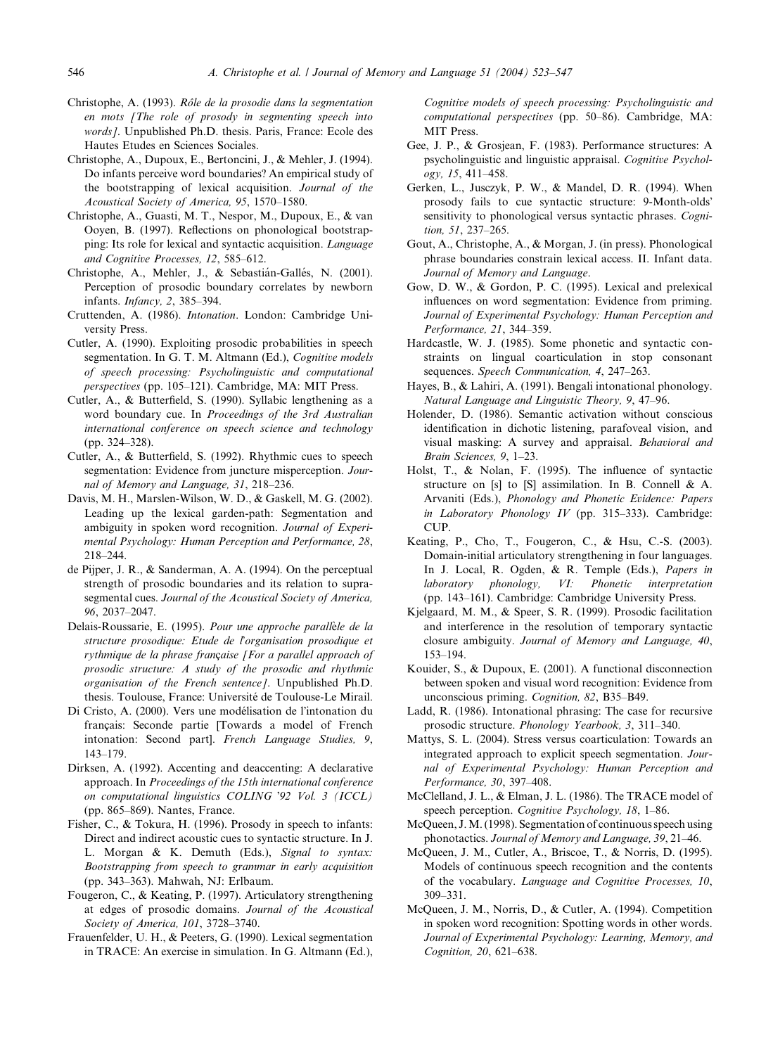Christophe, A. (1993). *Rôle de la prosodie dans la segmentation en mots [The role of prosody in segmenting speech into words]*. Unpublished Ph.D. thesis. Paris, France: Ecole des Hautes Etudes en Sciences Sociales.

Christophe, A., Dupoux, E., Bertoncini, J., & Mehler, J. (1994). Do infants perceive word boundaries? An empirical study of the bootstrapping of lexical acquisition. *Journal of the Acoustical Society of America, 95*, 1570–1580.

Christophe, A., Guasti, M. T., Nespor, M., Dupoux, E., & van Ooyen, B. (1997). Reflections on phonological bootstrapping: Its role for lexical and syntactic acquisition. *Language and Cognitive Processes, 12*, 585–612.

Christophe, A., Mehler, J., & Sebastián-Gallés, N. (2001). Perception of prosodic boundary correlates by newborn infants. *Infancy, 2*, 385–394.

Cruttenden, A. (1986). *Intonation*. London: Cambridge University Press.

Cutler, A. (1990). Exploiting prosodic probabilities in speech segmentation. In G. T. M. Altmann (Ed.), *Cognitive models of speech processing: Psycholinguistic and computational perspectives* (pp. 105–121). Cambridge, MA: MIT Press.

Cutler, A., & Butterfield, S. (1990). Syllabic lengthening as a word boundary cue. In *Proceedings of the 3rd Australian international conference on speech science and technology* (pp. 324–328).

Cutler, A., & Butterfield, S. (1992). Rhythmic cues to speech segmentation: Evidence from juncture misperception. *Journal of Memory and Language, 31*, 218–236.

Davis, M. H., Marslen-Wilson, W. D., & Gaskell, M. G. (2002). Leading up the lexical garden-path: Segmentation and ambiguity in spoken word recognition. *Journal of Experimental Psychology: Human Perception and Performance, 28*, 218–244.

de Pijper, J. R., & Sanderman, A. A. (1994). On the perceptual strength of prosodic boundaries and its relation to suprasegmental cues. *Journal of the Acoustical Society of America, 96*, 2037–2047.

Delais-Roussarie, E. (1995). *Pour une approche parallèle de la structure prosodique: Etude de l'organisation prosodique et rythmique de la phrase française [For a parallel approach of prosodic structure: A study of the prosodic and rhythmic organisation of the French sentence]*. Unpublished Ph.D. thesis. Toulouse, France: Université de Toulouse-Le Mirail.

Di Cristo, A. (2000). Vers une modélisation de l'intonation du français: Seconde partie [Towards a model of French intonation: Second part]. *French Language Studies, 9*, 143–179.

Dirksen, A. (1992). Accenting and deaccenting: A declarative approach. In *Proceedings of the 15th international conference on computational linguistics COLING '92 Vol. 3 (ICCL)* (pp. 865–869). Nantes, France.

Fisher, C., & Tokura, H. (1996). Prosody in speech to infants: Direct and indirect acoustic cues to syntactic structure. In J. L. Morgan & K. Demuth (Eds.), *Signal to syntax: Bootstrapping from speech to grammar in early acquisition* (pp. 343–363). Mahwah, NJ: Erlbaum.

Fougeron, C., & Keating, P. (1997). Articulatory strengthening at edges of prosodic domains. *Journal of the Acoustical Society of America, 101*, 3728–3740.

Frauenfelder, U. H., & Peeters, G. (1990). Lexical segmentation in TRACE: An exercise in simulation. In G. Altmann (Ed.), *Cognitive models of speech processing: Psycholinguistic and computational perspectives* (pp. 50–86). Cambridge, MA: MIT Press.

Gee, J. P., & Grosjean, F. (1983). Performance structures: A psycholinguistic and linguistic appraisal. *Cognitive Psychology, 15*, 411–458.

Gerken, L., Jusczyk, P. W., & Mandel, D. R. (1994). When prosody fails to cue syntactic structure: 9-Month-olds' sensitivity to phonological versus syntactic phrases. *Cognition, 51*, 237–265.

Gout, A., Christophe, A., & Morgan, J. (in press). Phonological phrase boundaries constrain lexical access. II. Infant data. *Journal of Memory and Language*.

Gow, D. W., & Gordon, P. C. (1995). Lexical and prelexical influences on word segmentation: Evidence from priming. *Journal of Experimental Psychology: Human Perception and Performance, 21*, 344–359.

Hardcastle, W. J. (1985). Some phonetic and syntactic constraints on lingual coarticulation in stop consonant sequences. *Speech Communication, 4*, 247–263.

Hayes, B., & Lahiri, A. (1991). Bengali intonational phonology. *Natural Language and Linguistic Theory, 9*, 47–96.

Holender, D. (1986). Semantic activation without conscious identification in dichotic listening, parafoveal vision, and visual masking: A survey and appraisal. *Behavioral and Brain Sciences, 9*, 1–23.

Holst, T., & Nolan, F. (1995). The influence of syntactic structure on [s] to [S] assimilation. In B. Connell & A. Arvaniti (Eds.), *Phonology and Phonetic Evidence: Papers in Laboratory Phonology IV* (pp. 315–333). Cambridge: CUP.

Keating, P., Cho, T., Fougeron, C., & Hsu, C.-S. (2003). Domain-initial articulatory strengthening in four languages. In J. Local, R. Ogden, & R. Temple (Eds.), *Papers in laboratory phonology, VI: Phonetic interpretation* (pp. 143–161). Cambridge: Cambridge University Press.

Kjelgaard, M. M., & Speer, S. R. (1999). Prosodic facilitation and interference in the resolution of temporary syntactic closure ambiguity. *Journal of Memory and Language, 40*, 153–194.

Kouider, S., & Dupoux, E. (2001). A functional disconnection between spoken and visual word recognition: Evidence from unconscious priming. *Cognition, 82*, B35–B49.

Ladd, R. (1986). Intonational phrasing: The case for recursive prosodic structure. *Phonology Yearbook, 3*, 311–340.

Mattys, S. L. (2004). Stress versus coarticulation: Towards an integrated approach to explicit speech segmentation. *Journal of Experimental Psychology: Human Perception and Performance, 30*, 397–408.

McClelland, J. L., & Elman, J. L. (1986). The TRACE model of speech perception. *Cognitive Psychology, 18*, 1–86.

McQueen, J. M. (1998). Segmentation of continuous speech using phonotactics. *Journal of Memory and Language, 39*, 21–46.

McQueen, J. M., Cutler, A., Briscoe, T., & Norris, D. (1995). Models of continuous speech recognition and the contents of the vocabulary. *Language and Cognitive Processes, 10*, 309–331.

McQueen, J. M., Norris, D., & Cutler, A. (1994). Competition in spoken word recognition: Spotting words in other words. *Journal of Experimental Psychology: Learning, Memory, and Cognition, 20*, 621–638.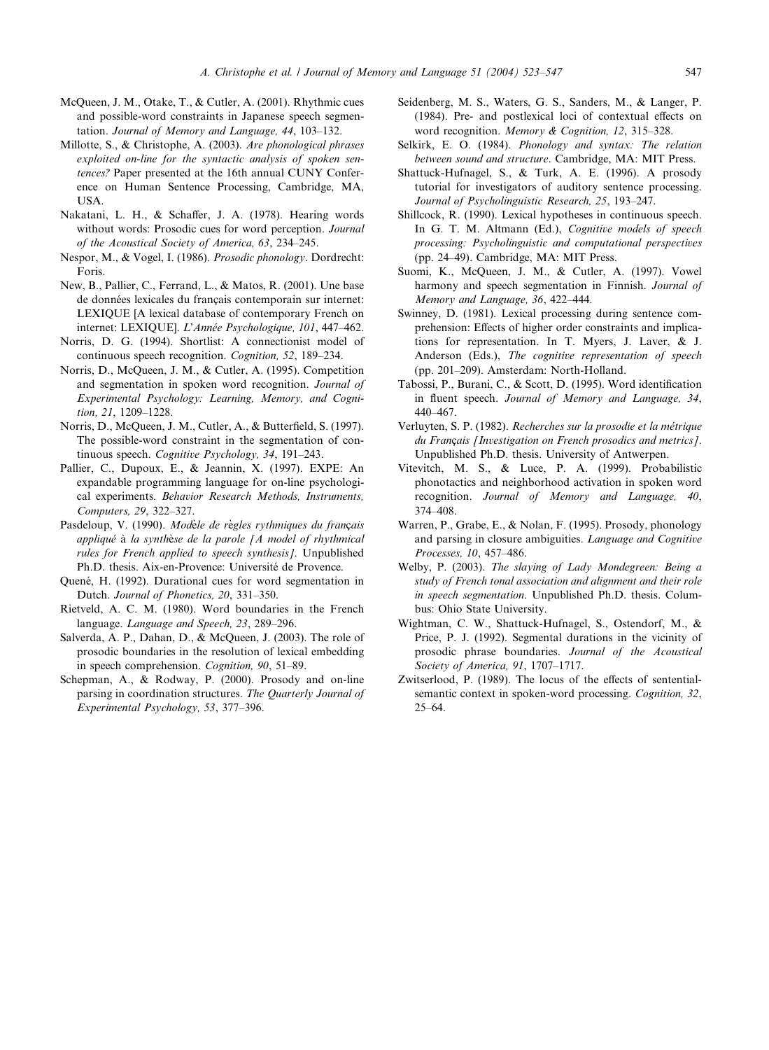McQueen, J. M., Otake, T., & Cutler, A. (2001). Rhythmic cues and possible-word constraints in Japanese speech segmentation. *Journal of Memory and Language, 44*, 103–132.

Millotte, S., & Christophe, A. (2003). *Are phonological phrases exploited on-line for the syntactic analysis of spoken sentences?* Paper presented at the 16th annual CUNY Conference on Human Sentence Processing, Cambridge, MA, USA.

Nakatani, L. H., & Schaffer, J. A. (1978). Hearing words without words: Prosodic cues for word perception. *Journal of the Acoustical Society of America, 63*, 234–245.

Nespor, M., & Vogel, I. (1986). *Prosodic phonology*. Dordrecht: Foris.

New, B., Pallier, C., Ferrand, L., & Matos, R. (2001). Une base de données lexicales du français contemporain sur internet: LEXIQUE [A lexical database of contemporary French on internet: LEXIQUE]. *L'Année Psychologique, 101*, 447–462.

Norris, D. G. (1994). Shortlist: A connectionist model of continuous speech recognition. *Cognition, 52*, 189–234.

Norris, D., McQueen, J. M., & Cutler, A. (1995). Competition and segmentation in spoken word recognition. *Journal of Experimental Psychology: Learning, Memory, and Cognition, 21*, 1209–1228.

Norris, D., McQueen, J. M., Cutler, A., & Butterfield, S. (1997). The possible-word constraint in the segmentation of continuous speech. *Cognitive Psychology, 34*, 191–243.

Pallier, C., Dupoux, E., & Jeannin, X. (1997). EXPE: An expandable programming language for on-line psychological experiments. *Behavior Research Methods, Instruments, Computers, 29*, 322–327.

Pasdeloup, V. (1990). *Modèle de règles rythmiques du français appliqué à la synthèse de la parole [A model of rhythmical rules for French applied to speech synthesis]*. Unpublished Ph.D. thesis. Aix-en-Provence: Université de Provence.

Quené, H. (1992). Durational cues for word segmentation in Dutch. *Journal of Phonetics, 20*, 331–350.

Rietveld, A. C. M. (1980). Word boundaries in the French language. *Language and Speech, 23*, 289–296.

Salverda, A. P., Dahan, D., & McQueen, J. (2003). The role of prosodic boundaries in the resolution of lexical embedding in speech comprehension. *Cognition, 90*, 51–89.

Schepman, A., & Rodway, P. (2000). Prosody and on-line parsing in coordination structures. *The Quarterly Journal of Experimental Psychology, 53*, 377–396.

Seidenberg, M. S., Waters, G. S., Sanders, M., & Langer, P. (1984). Pre- and postlexical loci of contextual effects on word recognition. *Memory & Cognition, 12*, 315–328.

Selkirk, E. O. (1984). *Phonology and syntax: The relation between sound and structure*. Cambridge, MA: MIT Press.

Shattuck-Hufnagel, S., & Turk, A. E. (1996). A prosody tutorial for investigators of auditory sentence processing. *Journal of Psycholinguistic Research, 25*, 193–247.

Shillcock, R. (1990). Lexical hypotheses in continuous speech. In G. T. M. Altmann (Ed.), *Cognitive models of speech processing: Psycholinguistic and computational perspectives* (pp. 24–49). Cambridge, MA: MIT Press.

Suomi, K., McQueen, J. M., & Cutler, A. (1997). Vowel harmony and speech segmentation in Finnish. *Journal of Memory and Language, 36*, 422–444.

Swinney, D. (1981). Lexical processing during sentence comprehension: Effects of higher order constraints and implications for representation. In T. Myers, J. Laver, & J. Anderson (Eds.), *The cognitive representation of speech* (pp. 201–209). Amsterdam: North-Holland.

Tabossi, P., Burani, C., & Scott, D. (1995). Word identification in fluent speech. *Journal of Memory and Language, 34*, 440–467.

Verluyten, S. P. (1982). *Recherches sur la prosodie et la métrique du Français [Investigation on French prosodics and metrics]*. Unpublished Ph.D. thesis. University of Antwerpen.

Vitevitch, M. S., & Luce, P. A. (1999). Probabilistic phonotactics and neighborhood activation in spoken word recognition. *Journal of Memory and Language, 40*, 374–408.

Warren, P., Grabe, E., & Nolan, F. (1995). Prosody, phonology and parsing in closure ambiguities. *Language and Cognitive Processes, 10*, 457–486.

Welby, P. (2003). *The slaying of Lady Mondegreen: Being a study of French tonal association and alignment and their role in speech segmentation*. Unpublished Ph.D. thesis. Columbus: Ohio State University.

Wightman, C. W., Shattuck-Hufnagel, S., Ostendorf, M., & Price, P. J. (1992). Segmental durations in the vicinity of prosodic phrase boundaries. *Journal of the Acoustical Society of America, 91*, 1707–1717.

Zwitserlood, P. (1989). The locus of the effects of sentential-semantic context in spoken-word processing. *Cognition, 32*, 25–64.